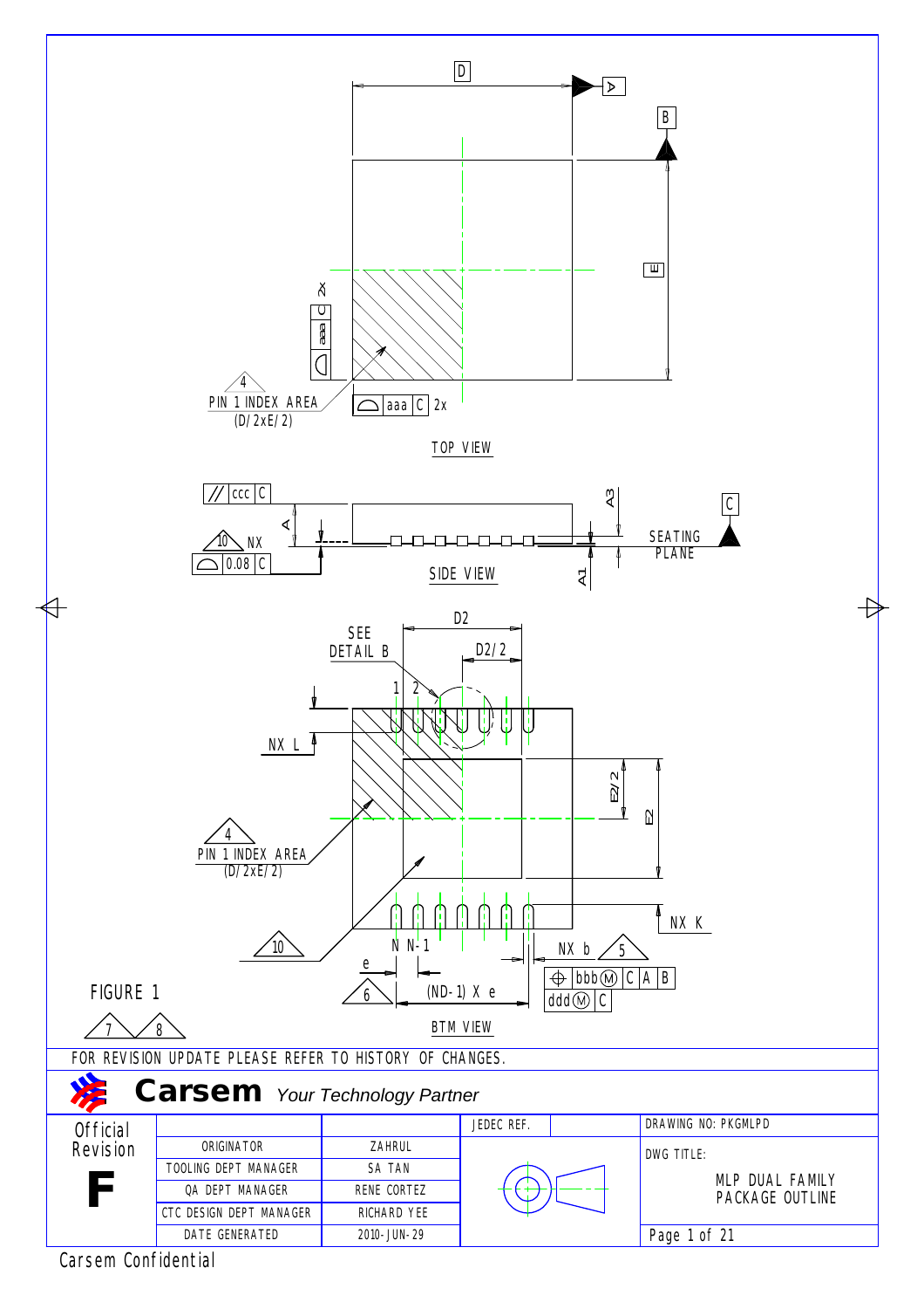TOP VIEW

SIDE VIEW

SEATING PLANE

BTM VIEW

FIGURE 1

FOR REVISION UPDATE PLEASE REFER TO HISTORY OF CHANGES.

**Carsem** *Your Technology Partner*

| Official Revision | | | JEDEC REF. | | DRAWING NO: PKGMLPD |
|---|---|---|---|---|---|
| **F** | ORIGINATOR | ZAHRUL | | | DWG TITLE: MLP DUAL FAMILY PACKAGE OUTLINE |
| | TOOLING DEPT MANAGER | SA TAN | | | |
| | QA DEPT MANAGER | RENE CORTEZ | | | |
| | CTC DESIGN DEPT MANAGER | RICHARD YEE | | | |
| | DATE GENERATED | 2010-JUN-29 | | | |

Carsem Confidential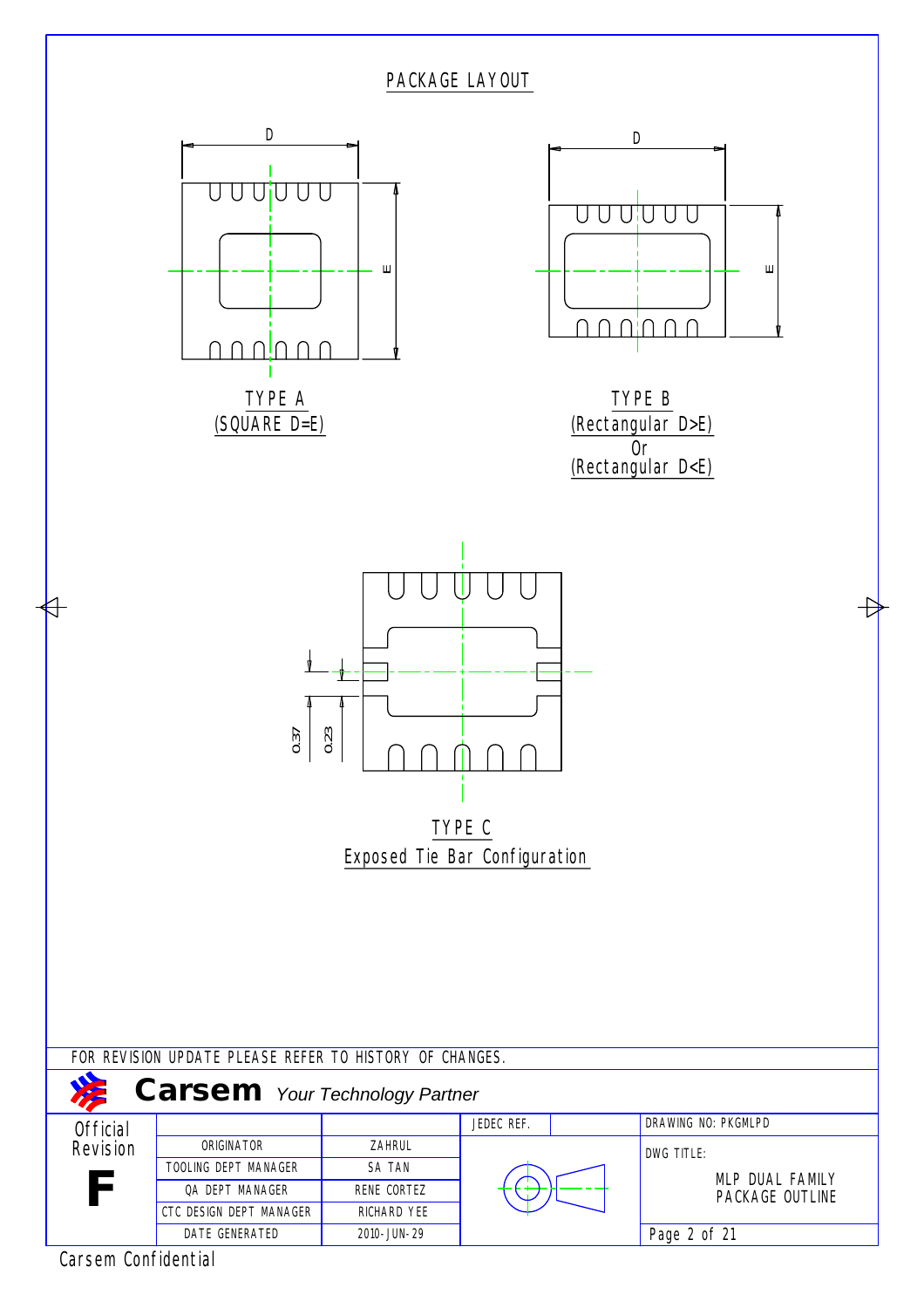## PACKAGE LAYOUT

D

E

TYPE A
(SQUARE D=E)

D

E

TYPE B
(Rectangular D>E)
Or
(Rectangular D<E)

0.37

0.23

TYPE C
Exposed Tie Bar Configuration

FOR REVISION UPDATE PLEASE REFER TO HISTORY OF CHANGES.

**Carsem** *Your Technology Partner*

| Official Revision | | | JEDEC REF. | | DRAWING NO: PKGMLPD |
|---|---|---|---|---|---|
| **F** | ORIGINATOR | ZAHRUL | | | DWG TITLE: MLP DUAL FAMILY PACKAGE OUTLINE |
| | TOOLING DEPT MANAGER | SA TAN | | | |
| | QA DEPT MANAGER | RENE CORTEZ | | | |
| | CTC DESIGN DEPT MANAGER | RICHARD YEE | | | |
| | DATE GENERATED | 2010-JUN-29 | | | |

Carsem Confidential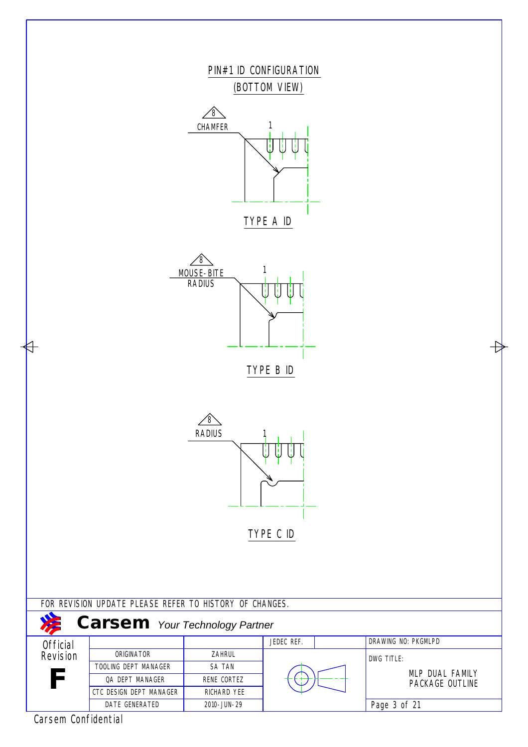## PIN#1 ID CONFIGURATION

## (BOTTOM VIEW)

8 CHAMFER

1

TYPE A ID

8 MOUSE-BITE RADIUS

1

TYPE B ID

8 RADIUS

1

TYPE C ID

FOR REVISION UPDATE PLEASE REFER TO HISTORY OF CHANGES.

**Carsem** *Your Technology Partner*

| Official Revision | | | JEDEC REF. | | DRAWING NO: PKGMLPD |
|---|---|---|---|---|---|
| **F** | ORIGINATOR | ZAHRUL | | | DWG TITLE: MLP DUAL FAMILY PACKAGE OUTLINE |
| | TOOLING DEPT MANAGER | SA TAN | | | |
| | QA DEPT MANAGER | RENE CORTEZ | | | |
| | CTC DESIGN DEPT MANAGER | RICHARD YEE | | | |
| | DATE GENERATED | 2010-JUN-29 | | | |

Carsem Confidential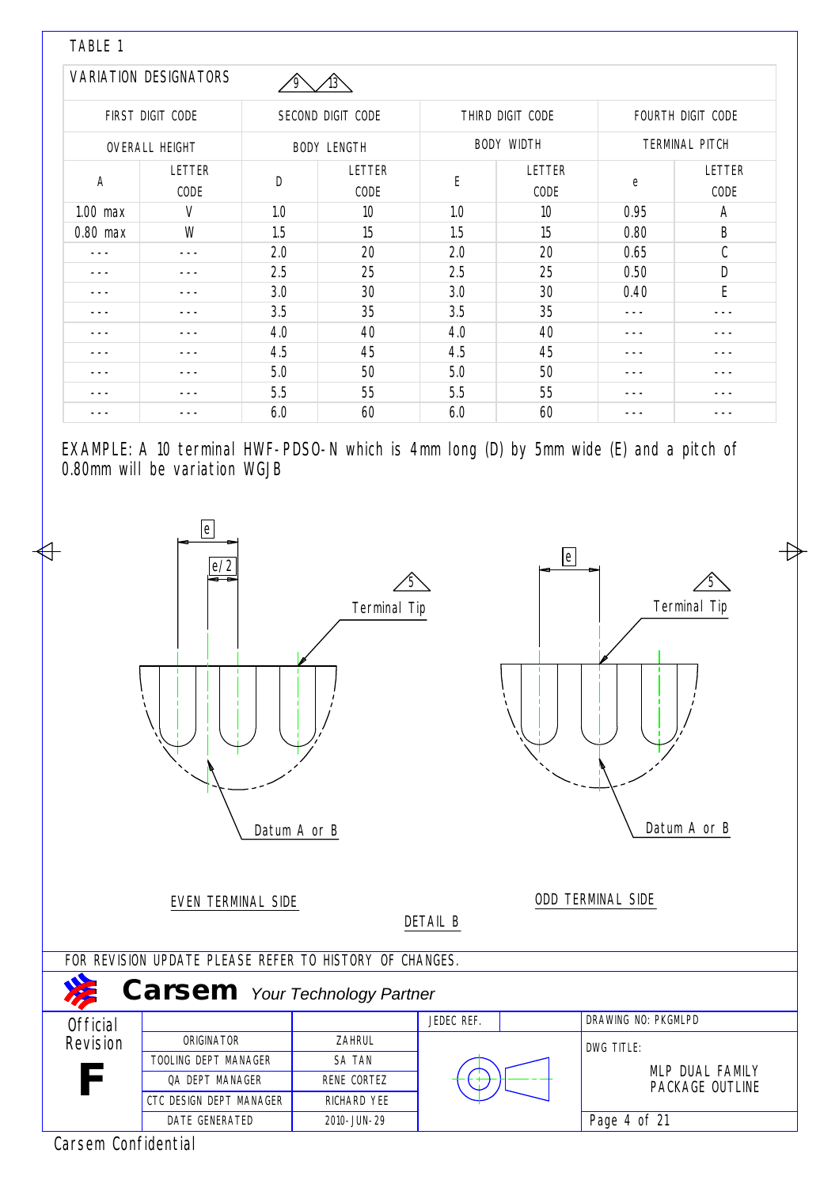TABLE 1

| VARIATION DESIGNATORS (9, 13) | | | | | | | |
|---|---|---|---|---|---|---|---|
| FIRST DIGIT CODE | | SECOND DIGIT CODE | | THIRD DIGIT CODE | | FOURTH DIGIT CODE | |
| OVERALL HEIGHT | | BODY LENGTH | | BODY WIDTH | | TERMINAL PITCH | |
| A | LETTER CODE | D | LETTER CODE | E | LETTER CODE | e | LETTER CODE |
| 1.00 max | V | 1.0 | 10 | 1.0 | 10 | 0.95 | A |
| 0.80 max | W | 1.5 | 15 | 1.5 | 15 | 0.80 | B |
| --- | --- | 2.0 | 20 | 2.0 | 20 | 0.65 | C |
| --- | --- | 2.5 | 25 | 2.5 | 25 | 0.50 | D |
| --- | --- | 3.0 | 30 | 3.0 | 30 | 0.40 | E |
| --- | --- | 3.5 | 35 | 3.5 | 35 | --- | --- |
| --- | --- | 4.0 | 40 | 4.0 | 40 | --- | --- |
| --- | --- | 4.5 | 45 | 4.5 | 45 | --- | --- |
| --- | --- | 5.0 | 50 | 5.0 | 50 | --- | --- |
| --- | --- | 5.5 | 55 | 5.5 | 55 | --- | --- |
| --- | --- | 6.0 | 60 | 6.0 | 60 | --- | --- |

EXAMPLE: A 10 terminal HWF-PDSO-N which is 4mm long (D) by 5mm wide (E) and a pitch of 0.80mm will be variation WGJB

e

e/2

5 Terminal Tip

Datum A or B

EVEN TERMINAL SIDE

e

5 Terminal Tip

Datum A or B

ODD TERMINAL SIDE

DETAIL B

FOR REVISION UPDATE PLEASE REFER TO HISTORY OF CHANGES.

**Carsem** *Your Technology Partner*

| Official Revision | | | JEDEC REF. | | DRAWING NO: PKGMLPD |
|---|---|---|---|---|---|
| **F** | ORIGINATOR | ZAHRUL | | | DWG TITLE: MLP DUAL FAMILY PACKAGE OUTLINE |
| | TOOLING DEPT MANAGER | SA TAN | | | |
| | QA DEPT MANAGER | RENE CORTEZ | | | |
| | CTC DESIGN DEPT MANAGER | RICHARD YEE | | | |
| | DATE GENERATED | 2010-JUN-29 | | | |

Carsem Confidential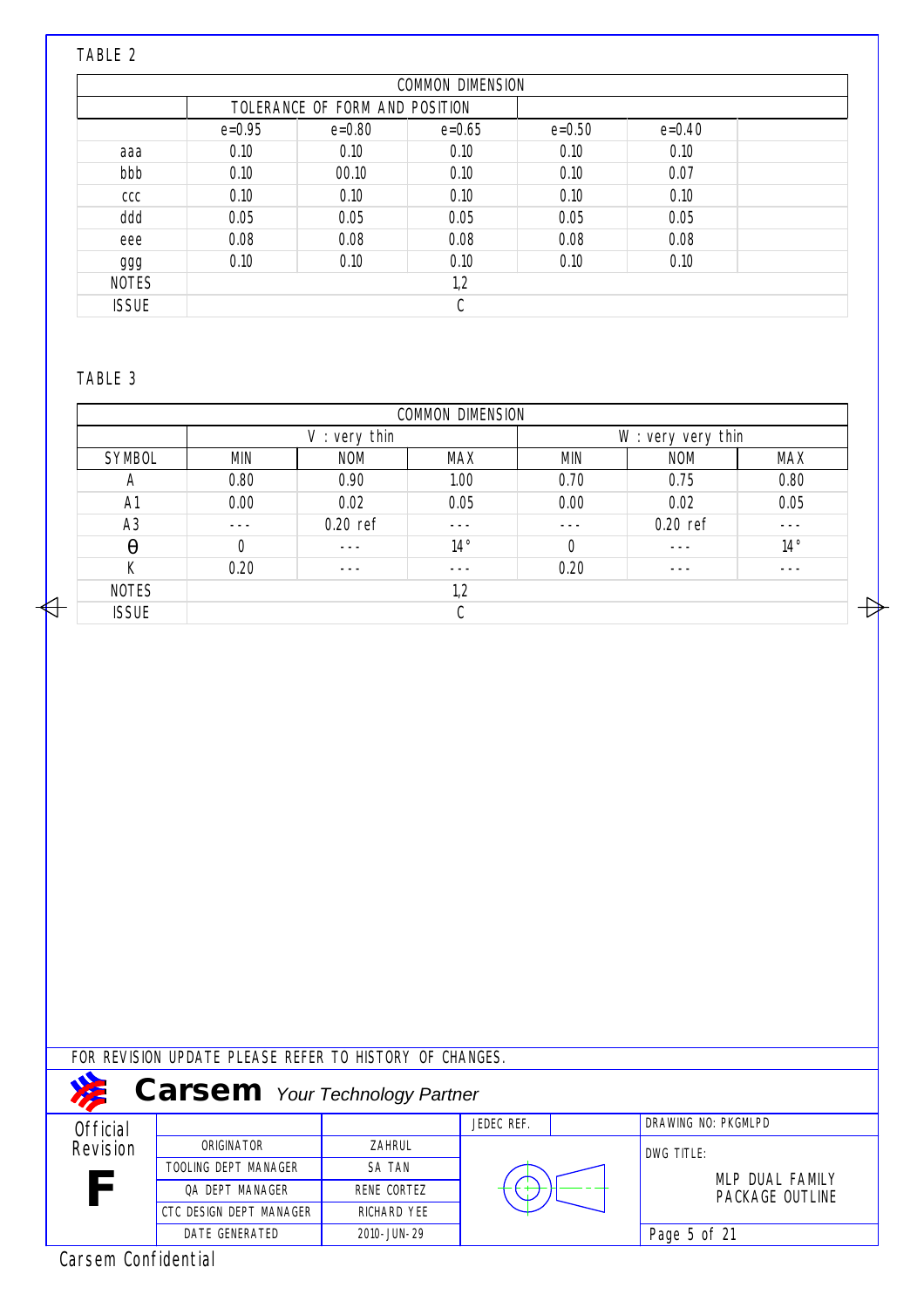TABLE 2

| COMMON DIMENSION | | | | | | |
|---|---|---|---|---|---|---|
| | TOLERANCE OF FORM AND POSITION | | | | | |
| | e=0.95 | e=0.80 | e=0.65 | e=0.50 | e=0.40 | |
| aaa | 0.10 | 0.10 | 0.10 | 0.10 | 0.10 | |
| bbb | 0.10 | 00.10 | 0.10 | 0.10 | 0.07 | |
| ccc | 0.10 | 0.10 | 0.10 | 0.10 | 0.10 | |
| ddd | 0.05 | 0.05 | 0.05 | 0.05 | 0.05 | |
| eee | 0.08 | 0.08 | 0.08 | 0.08 | 0.08 | |
| ggg | 0.10 | 0.10 | 0.10 | 0.10 | 0.10 | |
| NOTES | 1,2 | | | | | |
| ISSUE | C | | | | | |

TABLE 3

| COMMON DIMENSION | | | | | | |
|---|---|---|---|---|---|---|
| | V : very thin | | | W : very very thin | | |
| SYMBOL | MIN | NOM | MAX | MIN | NOM | MAX |
| A | 0.80 | 0.90 | 1.00 | 0.70 | 0.75 | 0.80 |
| A1 | 0.00 | 0.02 | 0.05 | 0.00 | 0.02 | 0.05 |
| A3 | --- | 0.20 ref | --- | --- | 0.20 ref | --- |
| $\theta$ | 0 | --- | 14° | 0 | --- | 14° |
| K | 0.20 | --- | --- | 0.20 | --- | --- |
| NOTES | 1,2 | | | | | |
| ISSUE | C | | | | | |

FOR REVISION UPDATE PLEASE REFER TO HISTORY OF CHANGES.

**Carsem** *Your Technology Partner*

| Official Revision | | | JEDEC REF. | | DRAWING NO: PKGMLPD |
|---|---|---|---|---|---|
| F | ORIGINATOR | ZAHRUL | | | DWG TITLE: MLP DUAL FAMILY PACKAGE OUTLINE |
| | TOOLING DEPT MANAGER | SA TAN | | | |
| | QA DEPT MANAGER | RENE CORTEZ | | | |
| | CTC DESIGN DEPT MANAGER | RICHARD YEE | | | |
| | DATE GENERATED | 2010-JUN-29 | | | |

Carsem Confidential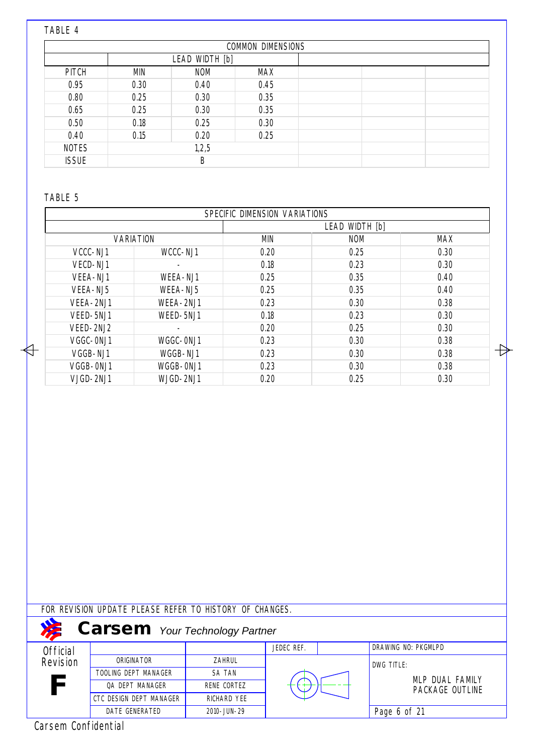TABLE 4

| COMMON DIMENSIONS | | | | | | |
|---|---|---|---|---|---|---|
| | LEAD WIDTH [b] | | | | | |
| PITCH | MIN | NOM | MAX | | | |
| 0.95 | 0.30 | 0.40 | 0.45 | | | |
| 0.80 | 0.25 | 0.30 | 0.35 | | | |
| 0.65 | 0.25 | 0.30 | 0.35 | | | |
| 0.50 | 0.18 | 0.25 | 0.30 | | | |
| 0.40 | 0.15 | 0.20 | 0.25 | | | |
| NOTES | 1,2,5 | | | | | |
| ISSUE | B | | | | | |

TABLE 5

| SPECIFIC DIMENSION VARIATIONS | | | | |
|---|---|---|---|---|
| | | LEAD WIDTH [b] | | |
| VARIATION | | MIN | NOM | MAX |
| VCCC-NJ1 | WCCC-NJ1 | 0.20 | 0.25 | 0.30 |
| VECD-NJ1 | - | 0.18 | 0.23 | 0.30 |
| VEEA-NJ1 | WEEA-NJ1 | 0.25 | 0.35 | 0.40 |
| VEEA-NJ5 | WEEA-NJ5 | 0.25 | 0.35 | 0.40 |
| VEEA-2NJ1 | WEEA-2NJ1 | 0.23 | 0.30 | 0.38 |
| VEED-5NJ1 | WEED-5NJ1 | 0.18 | 0.23 | 0.30 |
| VEED-2NJ2 | - | 0.20 | 0.25 | 0.30 |
| VGGC-0NJ1 | WGGC-0NJ1 | 0.23 | 0.30 | 0.38 |
| VGGB-NJ1 | WGGB-NJ1 | 0.23 | 0.30 | 0.38 |
| VGGB-0NJ1 | WGGB-0NJ1 | 0.23 | 0.30 | 0.38 |
| VJGD-2NJ1 | WJGD-2NJ1 | 0.20 | 0.25 | 0.30 |

FOR REVISION UPDATE PLEASE REFER TO HISTORY OF CHANGES.

**Carsem** *Your Technology Partner*

| Official Revision | | | JEDEC REF. | DRAWING NO: PKGMLPD |
|---|---|---|---|---|
| **F** | ORIGINATOR | ZAHRUL | | DWG TITLE: MLP DUAL FAMILY PACKAGE OUTLINE |
| | TOOLING DEPT MANAGER | SA TAN | | |
| | QA DEPT MANAGER | RENE CORTEZ | | |
| | CTC DESIGN DEPT MANAGER | RICHARD YEE | | |
| | DATE GENERATED | 2010-JUN-29 | | |

Carsem Confidential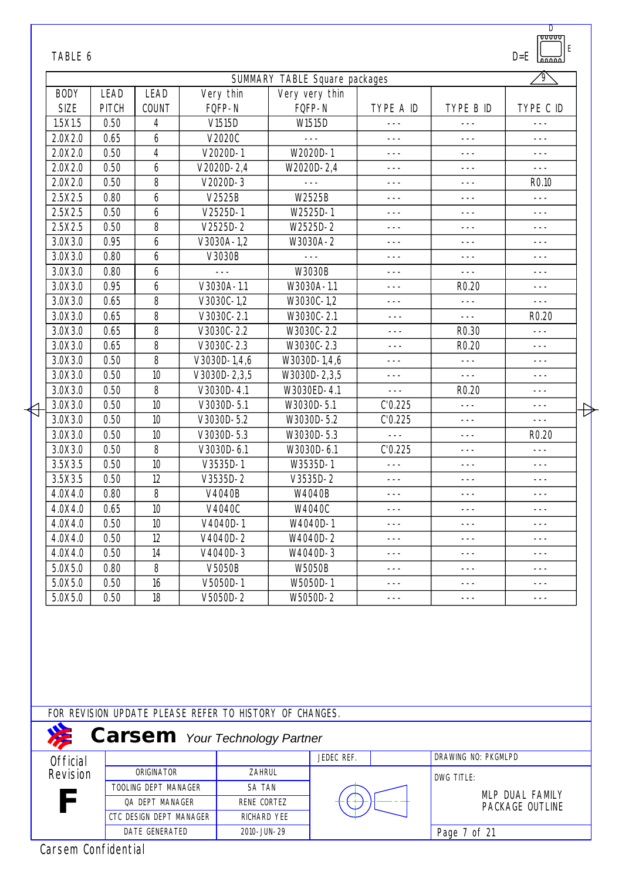TABLE 6

D=E

| SUMMARY TABLE Square packages | | | | | | | |
|---|---|---|---|---|---|---|---|
| BODY SIZE | LEAD PITCH | LEAD COUNT | Very thin FQFP-N | Very very thin FQFP-N | TYPE A ID | TYPE B ID | TYPE C ID |
| 1.5X1.5 | 0.50 | 4 | V1515D | W1515D | --- | --- | --- |
| 2.0X2.0 | 0.65 | 6 | V2020C | --- | --- | --- | --- |
| 2.0X2.0 | 0.50 | 4 | V2020D-1 | W2020D-1 | --- | --- | --- |
| 2.0X2.0 | 0.50 | 6 | V2020D-2,4 | W2020D-2,4 | --- | --- | --- |
| 2.0X2.0 | 0.50 | 8 | V2020D-3 | --- | --- | --- | R0.10 |
| 2.5X2.5 | 0.80 | 6 | V2525B | W2525B | --- | --- | --- |
| 2.5X2.5 | 0.50 | 6 | V2525D-1 | W2525D-1 | --- | --- | --- |
| 2.5X2.5 | 0.50 | 8 | V2525D-2 | W2525D-2 | --- | --- | --- |
| 3.0X3.0 | 0.95 | 6 | V3030A-1,2 | W3030A-2 | --- | --- | --- |
| 3.0X3.0 | 0.80 | 6 | V3030B | --- | --- | --- | --- |
| 3.0X3.0 | 0.80 | 6 | --- | W3030B | --- | --- | --- |
| 3.0X3.0 | 0.95 | 6 | V3030A-1.1 | W3030A-1.1 | --- | R0.20 | --- |
| 3.0X3.0 | 0.65 | 8 | V3030C-1,2 | W3030C-1,2 | --- | --- | --- |
| 3.0X3.0 | 0.65 | 8 | V3030C-2.1 | W3030C-2.1 | --- | --- | R0.20 |
| 3.0X3.0 | 0.65 | 8 | V3030C-2.2 | W3030C-2.2 | --- | R0.30 | --- |
| 3.0X3.0 | 0.65 | 8 | V3030C-2.3 | W3030C-2.3 | --- | R0.20 | --- |
| 3.0X3.0 | 0.50 | 8 | V3030D-1,4,6 | W3030D-1,4,6 | --- | --- | --- |
| 3.0X3.0 | 0.50 | 10 | V3030D-2,3,5 | W3030D-2,3,5 | --- | --- | --- |
| 3.0X3.0 | 0.50 | 8 | V3030D-4.1 | W3030ED-4.1 | --- | R0.20 | --- |
| 3.0X3.0 | 0.50 | 10 | V3030D-5.1 | W3030D-5.1 | C'0.225 | --- | --- |
| 3.0X3.0 | 0.50 | 10 | V3030D-5.2 | W3030D-5.2 | C'0.225 | --- | --- |
| 3.0X3.0 | 0.50 | 10 | V3030D-5.3 | W3030D-5.3 | --- | --- | R0.20 |
| 3.0X3.0 | 0.50 | 8 | V3030D-6.1 | W3030D-6.1 | C'0.225 | --- | --- |
| 3.5X3.5 | 0.50 | 10 | V3535D-1 | W3535D-1 | --- | --- | --- |
| 3.5X3.5 | 0.50 | 12 | V3535D-2 | V3535D-2 | --- | --- | --- |
| 4.0X4.0 | 0.80 | 8 | V4040B | W4040B | --- | --- | --- |
| 4.0X4.0 | 0.65 | 10 | V4040C | W4040C | --- | --- | --- |
| 4.0X4.0 | 0.50 | 10 | V4040D-1 | W4040D-1 | --- | --- | --- |
| 4.0X4.0 | 0.50 | 12 | V4040D-2 | W4040D-2 | --- | --- | --- |
| 4.0X4.0 | 0.50 | 14 | V4040D-3 | W4040D-3 | --- | --- | --- |
| 5.0X5.0 | 0.80 | 8 | V5050B | W5050B | --- | --- | --- |
| 5.0X5.0 | 0.50 | 16 | V5050D-1 | W5050D-1 | --- | --- | --- |
| 5.0X5.0 | 0.50 | 18 | V5050D-2 | W5050D-2 | --- | --- | --- |

FOR REVISION UPDATE PLEASE REFER TO HISTORY OF CHANGES.

**Carsem** *Your Technology Partner*

| Official Revision | | | JEDEC REF. | | DRAWING NO: PKGMLPD |
|---|---|---|---|---|---|
| **F** | ORIGINATOR | ZAHRUL | | | DWG TITLE: MLP DUAL FAMILY PACKAGE OUTLINE |
| | TOOLING DEPT MANAGER | SA TAN | | | |
| | QA DEPT MANAGER | RENE CORTEZ | | | |
| | CTC DESIGN DEPT MANAGER | RICHARD YEE | | | |
| | DATE GENERATED | 2010-JUN-29 | | | |

Carsem Confidential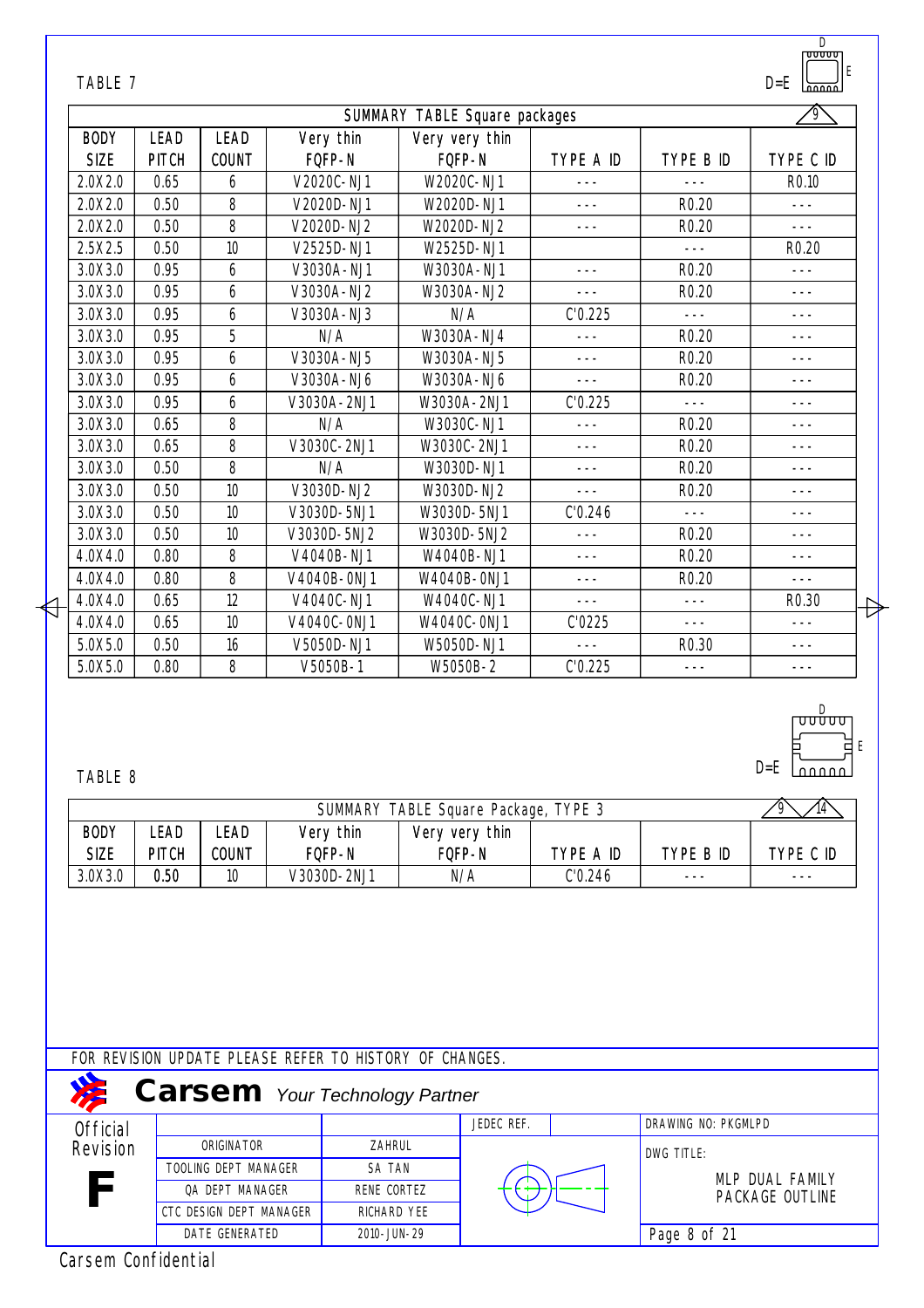TABLE 7

D=E

| SUMMARY TABLE Square packages | | | | | | | 9 |
|---|---|---|---|---|---|---|---|
| BODY SIZE | LEAD PITCH | LEAD COUNT | Very thin FQFP-N | Very very thin FQFP-N | TYPE A ID | TYPE B ID | TYPE C ID |
| 2.0X2.0 | 0.65 | 6 | V2020C-NJ1 | W2020C-NJ1 | --- | --- | R0.10 |
| 2.0X2.0 | 0.50 | 8 | V2020D-NJ1 | W2020D-NJ1 | --- | R0.20 | --- |
| 2.0X2.0 | 0.50 | 8 | V2020D-NJ2 | W2020D-NJ2 | --- | R0.20 | --- |
| 2.5X2.5 | 0.50 | 10 | V2525D-NJ1 | W2525D-NJ1 | | --- | R0.20 |
| 3.0X3.0 | 0.95 | 6 | V3030A-NJ1 | W3030A-NJ1 | --- | R0.20 | --- |
| 3.0X3.0 | 0.95 | 6 | V3030A-NJ2 | W3030A-NJ2 | --- | R0.20 | --- |
| 3.0X3.0 | 0.95 | 6 | V3030A-NJ3 | N/A | C'0.225 | --- | --- |
| 3.0X3.0 | 0.95 | 5 | N/A | W3030A-NJ4 | --- | R0.20 | --- |
| 3.0X3.0 | 0.95 | 6 | V3030A-NJ5 | W3030A-NJ5 | --- | R0.20 | --- |
| 3.0X3.0 | 0.95 | 6 | V3030A-NJ6 | W3030A-NJ6 | --- | R0.20 | --- |
| 3.0X3.0 | 0.95 | 6 | V3030A-2NJ1 | W3030A-2NJ1 | C'0.225 | --- | --- |
| 3.0X3.0 | 0.65 | 8 | N/A | W3030C-NJ1 | --- | R0.20 | --- |
| 3.0X3.0 | 0.65 | 8 | V3030C-2NJ1 | W3030C-2NJ1 | --- | R0.20 | --- |
| 3.0X3.0 | 0.50 | 8 | N/A | W3030D-NJ1 | --- | R0.20 | --- |
| 3.0X3.0 | 0.50 | 10 | V3030D-NJ2 | W3030D-NJ2 | --- | R0.20 | --- |
| 3.0X3.0 | 0.50 | 10 | V3030D-5NJ1 | W3030D-5NJ1 | C'0.246 | --- | --- |
| 3.0X3.0 | 0.50 | 10 | V3030D-5NJ2 | W3030D-5NJ2 | --- | R0.20 | --- |
| 4.0X4.0 | 0.80 | 8 | V4040B-NJ1 | W4040B-NJ1 | --- | R0.20 | --- |
| 4.0X4.0 | 0.80 | 8 | V4040B-0NJ1 | W4040B-0NJ1 | --- | R0.20 | --- |
| 4.0X4.0 | 0.65 | 12 | V4040C-NJ1 | W4040C-NJ1 | --- | --- | R0.30 |
| 4.0X4.0 | 0.65 | 10 | V4040C-0NJ1 | W4040C-0NJ1 | C'0225 | --- | --- |
| 5.0X5.0 | 0.50 | 16 | V5050D-NJ1 | W5050D-NJ1 | --- | R0.30 | --- |
| 5.0X5.0 | 0.80 | 8 | V5050B-1 | W5050B-2 | C'0.225 | --- | --- |

TABLE 8

D=E

| SUMMARY TABLE Square Package, TYPE 3 | | | | | | | 9 14 |
|---|---|---|---|---|---|---|---|
| BODY SIZE | LEAD PITCH | LEAD COUNT | Very thin FQFP-N | Very very thin FQFP-N | TYPE A ID | TYPE B ID | TYPE C ID |
| 3.0X3.0 | 0.50 | 10 | V3030D-2NJ1 | N/A | C'0.246 | --- | --- |

FOR REVISION UPDATE PLEASE REFER TO HISTORY OF CHANGES.

**Carsem** *Your Technology Partner*

| Official Revision F | | | JEDEC REF. | DRAWING NO: PKGMLPD |
|---|---|---|---|---|
| | ORIGINATOR | ZAHRUL | | DWG TITLE: MLP DUAL FAMILY PACKAGE OUTLINE |
| | TOOLING DEPT MANAGER | SA TAN | | |
| | QA DEPT MANAGER | RENE CORTEZ | | |
| | CTC DESIGN DEPT MANAGER | RICHARD YEE | | |
| | DATE GENERATED | 2010-JUN-29 | | |

Carsem Confidential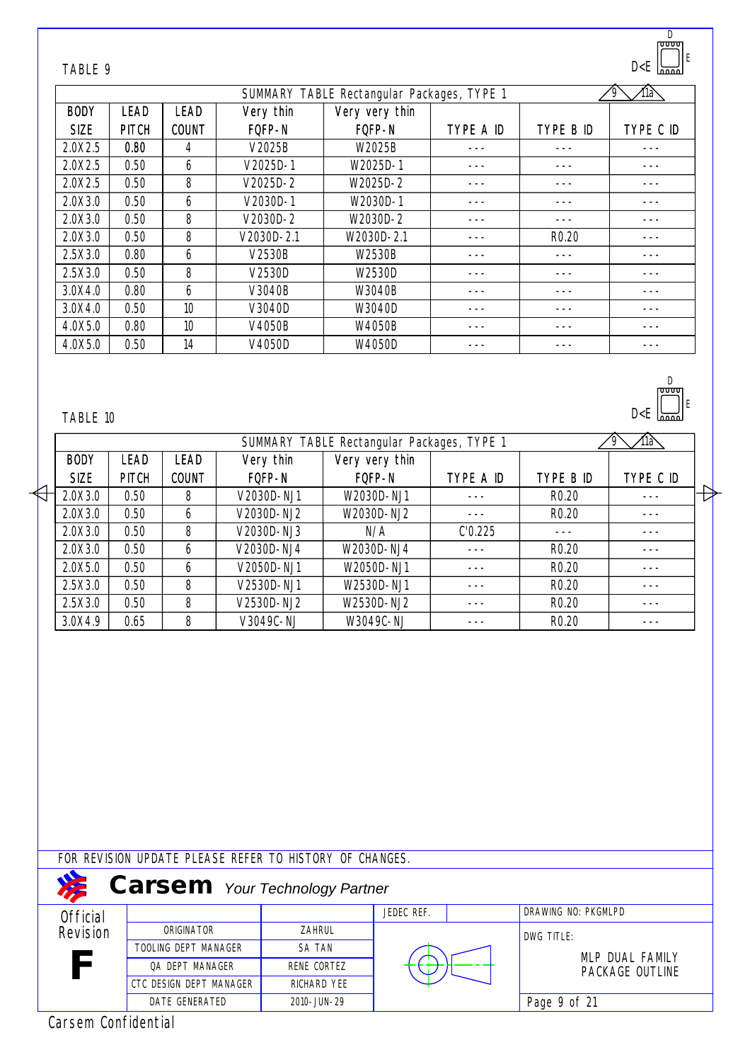TABLE 9

D<E

| SUMMARY TABLE Rectangular Packages, TYPE 1 | | | | | | | 9 11a |
|---|---|---|---|---|---|---|---|
| BODY SIZE | LEAD PITCH | LEAD COUNT | Very thin FQFP-N | Very very thin FQFP-N | TYPE A ID | TYPE B ID | TYPE C ID |
| 2.0X2.5 | 0.80 | 4 | V2025B | W2025B | --- | --- | --- |
| 2.0X2.5 | 0.50 | 6 | V2025D-1 | W2025D-1 | --- | --- | --- |
| 2.0X2.5 | 0.50 | 8 | V2025D-2 | W2025D-2 | --- | --- | --- |
| 2.0X3.0 | 0.50 | 6 | V2030D-1 | W2030D-1 | --- | --- | --- |
| 2.0X3.0 | 0.50 | 8 | V2030D-2 | W2030D-2 | --- | --- | --- |
| 2.0X3.0 | 0.50 | 8 | V2030D-2.1 | W2030D-2.1 | --- | R0.20 | --- |
| 2.5X3.0 | 0.80 | 6 | V2530B | W2530B | --- | --- | --- |
| 2.5X3.0 | 0.50 | 8 | V2530D | W2530D | --- | --- | --- |
| 3.0X4.0 | 0.80 | 6 | V3040B | W3040B | --- | --- | --- |
| 3.0X4.0 | 0.50 | 10 | V3040D | W3040D | --- | --- | --- |
| 4.0X5.0 | 0.80 | 10 | V4050B | W4050B | --- | --- | --- |
| 4.0X5.0 | 0.50 | 14 | V4050D | W4050D | --- | --- | --- |

TABLE 10

D<E

| SUMMARY TABLE Rectangular Packages, TYPE 1 | | | | | | | 9 11a |
|---|---|---|---|---|---|---|---|
| BODY SIZE | LEAD PITCH | LEAD COUNT | Very thin FQFP-N | Very very thin FQFP-N | TYPE A ID | TYPE B ID | TYPE C ID |
| 2.0X3.0 | 0.50 | 8 | V2030D-NJ1 | W2030D-NJ1 | --- | R0.20 | --- |
| 2.0X3.0 | 0.50 | 6 | V2030D-NJ2 | W2030D-NJ2 | --- | R0.20 | --- |
| 2.0X3.0 | 0.50 | 8 | V2030D-NJ3 | N/A | C'0.225 | --- | --- |
| 2.0X3.0 | 0.50 | 6 | V2030D-NJ4 | W2030D-NJ4 | --- | R0.20 | --- |
| 2.0X5.0 | 0.50 | 6 | V2050D-NJ1 | W2050D-NJ1 | --- | R0.20 | --- |
| 2.5X3.0 | 0.50 | 8 | V2530D-NJ1 | W2530D-NJ1 | --- | R0.20 | --- |
| 2.5X3.0 | 0.50 | 8 | V2530D-NJ2 | W2530D-NJ2 | --- | R0.20 | --- |
| 3.0X4.9 | 0.65 | 8 | V3049C-NJ | W3049C-NJ | --- | R0.20 | --- |

FOR REVISION UPDATE PLEASE REFER TO HISTORY OF CHANGES.

**Carsem** *Your Technology Partner*

| Official Revision | | | JEDEC REF. | DRAWING NO: PKGMLPD |
|---|---|---|---|---|
| **F** | ORIGINATOR | ZAHRUL | | DWG TITLE: MLP DUAL FAMILY PACKAGE OUTLINE |
| | TOOLING DEPT MANAGER | SA TAN | | |
| | QA DEPT MANAGER | RENE CORTEZ | | |
| | CTC DESIGN DEPT MANAGER | RICHARD YEE | | |
| | DATE GENERATED | 2010-JUN-29 | | |

Carsem Confidential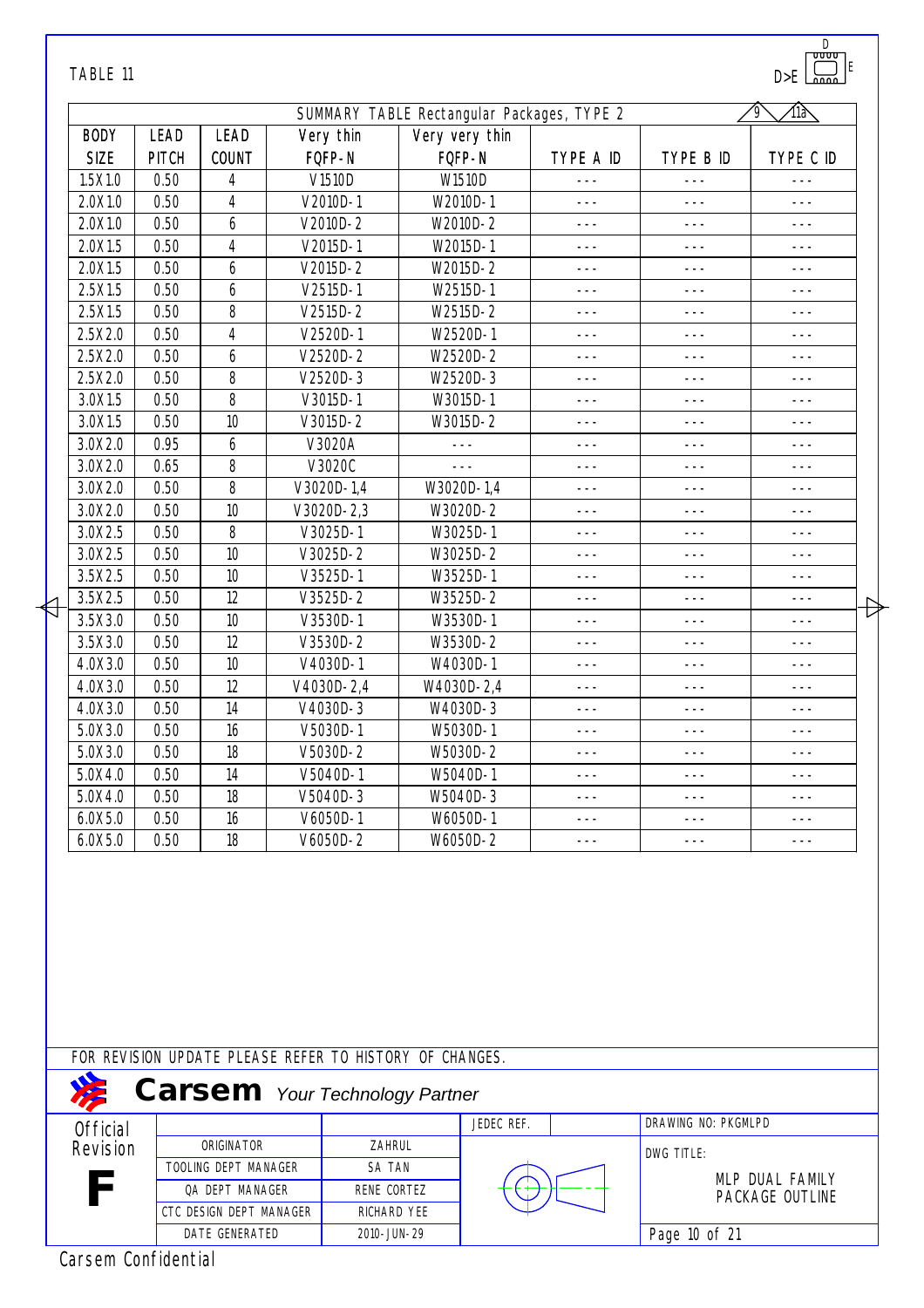TABLE 11

D>E

| SUMMARY TABLE Rectangular Packages, TYPE 2 (9, 11a) | | | | | | | |
|---|---|---|---|---|---|---|---|
| BODY SIZE | LEAD PITCH | LEAD COUNT | Very thin FQFP-N | Very very thin FQFP-N | TYPE A ID | TYPE B ID | TYPE C ID |
| 1.5X1.0 | 0.50 | 4 | V1510D | W1510D | --- | --- | --- |
| 2.0X1.0 | 0.50 | 4 | V2010D-1 | W2010D-1 | --- | --- | --- |
| 2.0X1.0 | 0.50 | 6 | V2010D-2 | W2010D-2 | --- | --- | --- |
| 2.0X1.5 | 0.50 | 4 | V2015D-1 | W2015D-1 | --- | --- | --- |
| 2.0X1.5 | 0.50 | 6 | V2015D-2 | W2015D-2 | --- | --- | --- |
| 2.5X1.5 | 0.50 | 6 | V2515D-1 | W2515D-1 | --- | --- | --- |
| 2.5X1.5 | 0.50 | 8 | V2515D-2 | W2515D-2 | --- | --- | --- |
| 2.5X2.0 | 0.50 | 4 | V2520D-1 | W2520D-1 | --- | --- | --- |
| 2.5X2.0 | 0.50 | 6 | V2520D-2 | W2520D-2 | --- | --- | --- |
| 2.5X2.0 | 0.50 | 8 | V2520D-3 | W2520D-3 | --- | --- | --- |
| 3.0X1.5 | 0.50 | 8 | V3015D-1 | W3015D-1 | --- | --- | --- |
| 3.0X1.5 | 0.50 | 10 | V3015D-2 | W3015D-2 | --- | --- | --- |
| 3.0X2.0 | 0.95 | 6 | V3020A | --- | --- | --- | --- |
| 3.0X2.0 | 0.65 | 8 | V3020C | --- | --- | --- | --- |
| 3.0X2.0 | 0.50 | 8 | V3020D-1,4 | W3020D-1,4 | --- | --- | --- |
| 3.0X2.0 | 0.50 | 10 | V3020D-2,3 | W3020D-2 | --- | --- | --- |
| 3.0X2.5 | 0.50 | 8 | V3025D-1 | W3025D-1 | --- | --- | --- |
| 3.0X2.5 | 0.50 | 10 | V3025D-2 | W3025D-2 | --- | --- | --- |
| 3.5X2.5 | 0.50 | 10 | V3525D-1 | W3525D-1 | --- | --- | --- |
| 3.5X2.5 | 0.50 | 12 | V3525D-2 | W3525D-2 | --- | --- | --- |
| 3.5X3.0 | 0.50 | 10 | V3530D-1 | W3530D-1 | --- | --- | --- |
| 3.5X3.0 | 0.50 | 12 | V3530D-2 | W3530D-2 | --- | --- | --- |
| 4.0X3.0 | 0.50 | 10 | V4030D-1 | W4030D-1 | --- | --- | --- |
| 4.0X3.0 | 0.50 | 12 | V4030D-2,4 | W4030D-2,4 | --- | --- | --- |
| 4.0X3.0 | 0.50 | 14 | V4030D-3 | W4030D-3 | --- | --- | --- |
| 5.0X3.0 | 0.50 | 16 | V5030D-1 | W5030D-1 | --- | --- | --- |
| 5.0X3.0 | 0.50 | 18 | V5030D-2 | W5030D-2 | --- | --- | --- |
| 5.0X4.0 | 0.50 | 14 | V5040D-1 | W5040D-1 | --- | --- | --- |
| 5.0X4.0 | 0.50 | 18 | V5040D-3 | W5040D-3 | --- | --- | --- |
| 6.0X5.0 | 0.50 | 16 | V6050D-1 | W6050D-1 | --- | --- | --- |
| 6.0X5.0 | 0.50 | 18 | V6050D-2 | W6050D-2 | --- | --- | --- |

FOR REVISION UPDATE PLEASE REFER TO HISTORY OF CHANGES.

**Carsem** *Your Technology Partner*

| Official Revision | | | JEDEC REF. | DRAWING NO: PKGMLPD |
|---|---|---|---|---|
| **F** | ORIGINATOR | ZAHRUL | | DWG TITLE: MLP DUAL FAMILY PACKAGE OUTLINE |
| | TOOLING DEPT MANAGER | SA TAN | | |
| | QA DEPT MANAGER | RENE CORTEZ | | |
| | CTC DESIGN DEPT MANAGER | RICHARD YEE | | |
| | DATE GENERATED | 2010-JUN-29 | | Page 10 of 21 |

Carsem Confidential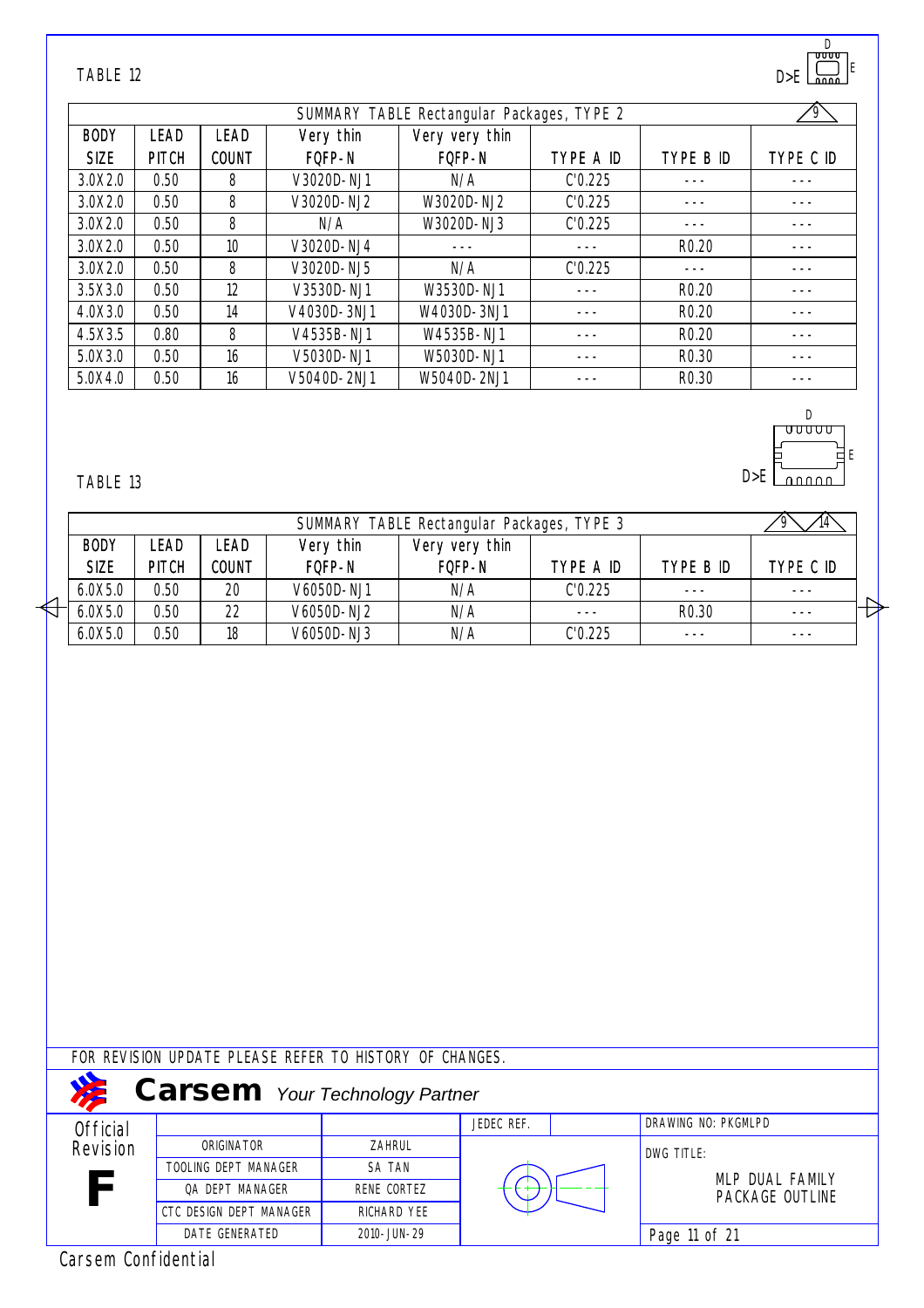TABLE 12

D>E

| SUMMARY TABLE Rectangular Packages, TYPE 2 | | | | | | | 9 |
|---|---|---|---|---|---|---|---|
| BODY SIZE | LEAD PITCH | LEAD COUNT | Very thin FQFP-N | Very very thin FQFP-N | TYPE A ID | TYPE B ID | TYPE C ID |
| 3.0X2.0 | 0.50 | 8 | V3020D-NJ1 | N/A | C'0.225 | --- | --- |
| 3.0X2.0 | 0.50 | 8 | V3020D-NJ2 | W3020D-NJ2 | C'0.225 | --- | --- |
| 3.0X2.0 | 0.50 | 8 | N/A | W3020D-NJ3 | C'0.225 | --- | --- |
| 3.0X2.0 | 0.50 | 10 | V3020D-NJ4 | --- | --- | R0.20 | --- |
| 3.0X2.0 | 0.50 | 8 | V3020D-NJ5 | N/A | C'0.225 | --- | --- |
| 3.5X3.0 | 0.50 | 12 | V3530D-NJ1 | W3530D-NJ1 | --- | R0.20 | --- |
| 4.0X3.0 | 0.50 | 14 | V4030D-3NJ1 | W4030D-3NJ1 | --- | R0.20 | --- |
| 4.5X3.5 | 0.80 | 8 | V4535B-NJ1 | W4535B-NJ1 | --- | R0.20 | --- |
| 5.0X3.0 | 0.50 | 16 | V5030D-NJ1 | W5030D-NJ1 | --- | R0.30 | --- |
| 5.0X4.0 | 0.50 | 16 | V5040D-2NJ1 | W5040D-2NJ1 | --- | R0.30 | --- |

TABLE 13

D>E

| SUMMARY TABLE Rectangular Packages, TYPE 3 | | | | | | | 9 14 |
|---|---|---|---|---|---|---|---|
| BODY SIZE | LEAD PITCH | LEAD COUNT | Very thin FQFP-N | Very very thin FQFP-N | TYPE A ID | TYPE B ID | TYPE C ID |
| 6.0X5.0 | 0.50 | 20 | V6050D-NJ1 | N/A | C'0.225 | --- | --- |
| 6.0X5.0 | 0.50 | 22 | V6050D-NJ2 | N/A | --- | R0.30 | --- |
| 6.0X5.0 | 0.50 | 18 | V6050D-NJ3 | N/A | C'0.225 | --- | --- |

FOR REVISION UPDATE PLEASE REFER TO HISTORY OF CHANGES.

**Carsem** *Your Technology Partner*

| Official Revision | | | JEDEC REF. | DRAWING NO: PKGMLPD |
|---|---|---|---|---|
| F | ORIGINATOR | ZAHRUL | | DWG TITLE: MLP DUAL FAMILY PACKAGE OUTLINE |
| | TOOLING DEPT MANAGER | SA TAN | | |
| | QA DEPT MANAGER | RENE CORTEZ | | |
| | CTC DESIGN DEPT MANAGER | RICHARD YEE | | |
| | DATE GENERATED | 2010-JUN-29 | | |

Carsem Confidential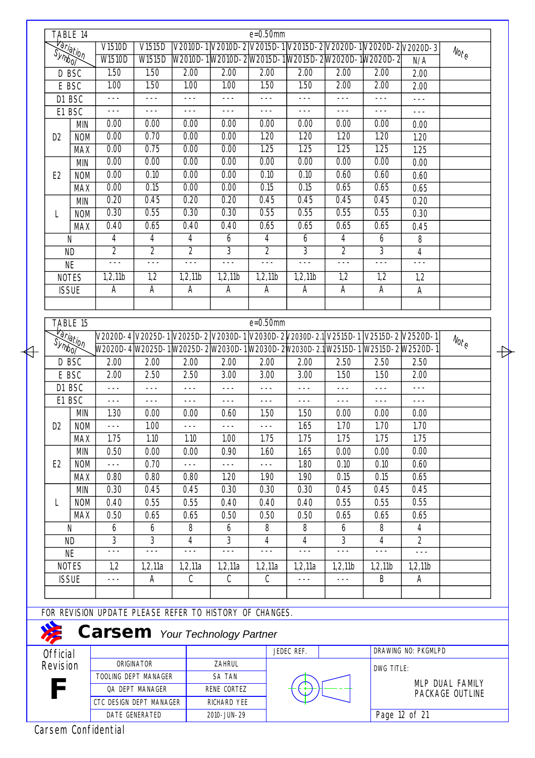## TABLE 14

e=0.50mm

| Variation / Symbol | V1510D | V1515D | V2010D-1 | V2010D-2 | V2015D-1 | V2015D-2 | V2020D-1 | V2020D-2 | V2020D-3 | Note |
|---|---|---|---|---|---|---|---|---|---|---|
| | W1510D | W1515D | W2010D-1 | W2010D-2 | W2015D-1 | W2015D-2 | W2020D-1 | W2020D-2 | N/A | |
| D BSC | 1.50 | 1.50 | 2.00 | 2.00 | 2.00 | 2.00 | 2.00 | 2.00 | 2.00 | |
| E BSC | 1.00 | 1.50 | 1.00 | 1.00 | 1.50 | 1.50 | 2.00 | 2.00 | 2.00 | |
| D1 BSC | --- | --- | --- | --- | --- | --- | --- | --- | --- | |
| E1 BSC | --- | --- | --- | --- | --- | --- | --- | --- | --- | |
| D2 MIN | 0.00 | 0.00 | 0.00 | 0.00 | 0.00 | 0.00 | 0.00 | 0.00 | 0.00 | |
| D2 NOM | 0.00 | 0.70 | 0.00 | 0.00 | 1.20 | 1.20 | 1.20 | 1.20 | 1.20 | |
| D2 MAX | 0.00 | 0.75 | 0.00 | 0.00 | 1.25 | 1.25 | 1.25 | 1.25 | 1.25 | |
| E2 MIN | 0.00 | 0.00 | 0.00 | 0.00 | 0.00 | 0.00 | 0.00 | 0.00 | 0.00 | |
| E2 NOM | 0.00 | 0.10 | 0.00 | 0.00 | 0.10 | 0.10 | 0.60 | 0.60 | 0.60 | |
| E2 MAX | 0.00 | 0.15 | 0.00 | 0.00 | 0.15 | 0.15 | 0.65 | 0.65 | 0.65 | |
| L MIN | 0.20 | 0.45 | 0.20 | 0.20 | 0.45 | 0.45 | 0.45 | 0.45 | 0.20 | |
| L NOM | 0.30 | 0.55 | 0.30 | 0.30 | 0.55 | 0.55 | 0.55 | 0.55 | 0.30 | |
| L MAX | 0.40 | 0.65 | 0.40 | 0.40 | 0.65 | 0.65 | 0.65 | 0.65 | 0.45 | |
| N | 4 | 4 | 4 | 6 | 4 | 6 | 4 | 6 | 8 | |
| ND | 2 | 2 | 2 | 3 | 2 | 3 | 2 | 3 | 4 | |
| NE | --- | --- | --- | --- | --- | --- | --- | --- | --- | |
| NOTES | 1,2,11b | 1,2 | 1,2,11b | 1,2,11b | 1,2,11b | 1,2,11b | 1,2 | 1,2 | 1,2 | |
| ISSUE | A | A | A | A | A | A | A | A | A | |

## TABLE 15

e=0.50mm

| Variation / Symbol | V2020D-4 | V2025D-1 | V2025D-2 | V2030D-1 | V2030D-2 | V2030D-2.1 | V2515D-1 | V2515D-2 | V2520D-1 | Note |
|---|---|---|---|---|---|---|---|---|---|---|
| | W2020D-4 | W2025D-1 | W2025D-2 | W2030D-1 | W2030D-2 | W2030D-2.1 | W2515D-1 | W2515D-2 | W2520D-1 | |
| D BSC | 2.00 | 2.00 | 2.00 | 2.00 | 2.00 | 2.00 | 2.50 | 2.50 | 2.50 | |
| E BSC | 2.00 | 2.50 | 2.50 | 3.00 | 3.00 | 3.00 | 1.50 | 1.50 | 2.00 | |
| D1 BSC | --- | --- | --- | --- | --- | --- | --- | --- | --- | |
| E1 BSC | --- | --- | --- | --- | --- | --- | --- | --- | --- | |
| D2 MIN | 1.30 | 0.00 | 0.00 | 0.60 | 1.50 | 1.50 | 0.00 | 0.00 | 0.00 | |
| D2 NOM | --- | 1.00 | --- | --- | --- | 1.65 | 1.70 | 1.70 | 1.70 | |
| D2 MAX | 1.75 | 1.10 | 1.10 | 1.00 | 1.75 | 1.75 | 1.75 | 1.75 | 1.75 | |
| E2 MIN | 0.50 | 0.00 | 0.00 | 0.90 | 1.60 | 1.65 | 0.00 | 0.00 | 0.00 | |
| E2 NOM | --- | 0.70 | --- | --- | --- | 1.80 | 0.10 | 0.10 | 0.60 | |
| E2 MAX | 0.80 | 0.80 | 0.80 | 1.20 | 1.90 | 1.90 | 0.15 | 0.15 | 0.65 | |
| L MIN | 0.30 | 0.45 | 0.45 | 0.30 | 0.30 | 0.30 | 0.45 | 0.45 | 0.45 | |
| L NOM | 0.40 | 0.55 | 0.55 | 0.40 | 0.40 | 0.40 | 0.55 | 0.55 | 0.55 | |
| L MAX | 0.50 | 0.65 | 0.65 | 0.50 | 0.50 | 0.50 | 0.65 | 0.65 | 0.65 | |
| N | 6 | 6 | 8 | 6 | 8 | 8 | 6 | 8 | 4 | |
| ND | 3 | 3 | 4 | 3 | 4 | 4 | 3 | 4 | 2 | |
| NE | --- | --- | --- | --- | --- | --- | --- | --- | --- | |
| NOTES | 1,2 | 1,2,11a | 1,2,11a | 1,2,11a | 1,2,11a | 1,2,11a | 1,2,11b | 1,2,11b | 1,2,11b | |
| ISSUE | --- | A | C | C | C | --- | --- | B | A | |

FOR REVISION UPDATE PLEASE REFER TO HISTORY OF CHANGES.

**Carsem** *Your Technology Partner*

| Official Revision | | | JEDEC REF. | DRAWING NO: PKGMLPD |
|---|---|---|---|---|
| **F** | ORIGINATOR | ZAHRUL | | DWG TITLE: MLP DUAL FAMILY PACKAGE OUTLINE |
| | TOOLING DEPT MANAGER | SA TAN | | |
| | QA DEPT MANAGER | RENE CORTEZ | | |
| | CTC DESIGN DEPT MANAGER | RICHARD YEE | | |
| | DATE GENERATED | 2010-JUN-29 | | Page 12 of 21 |

Carsem Confidential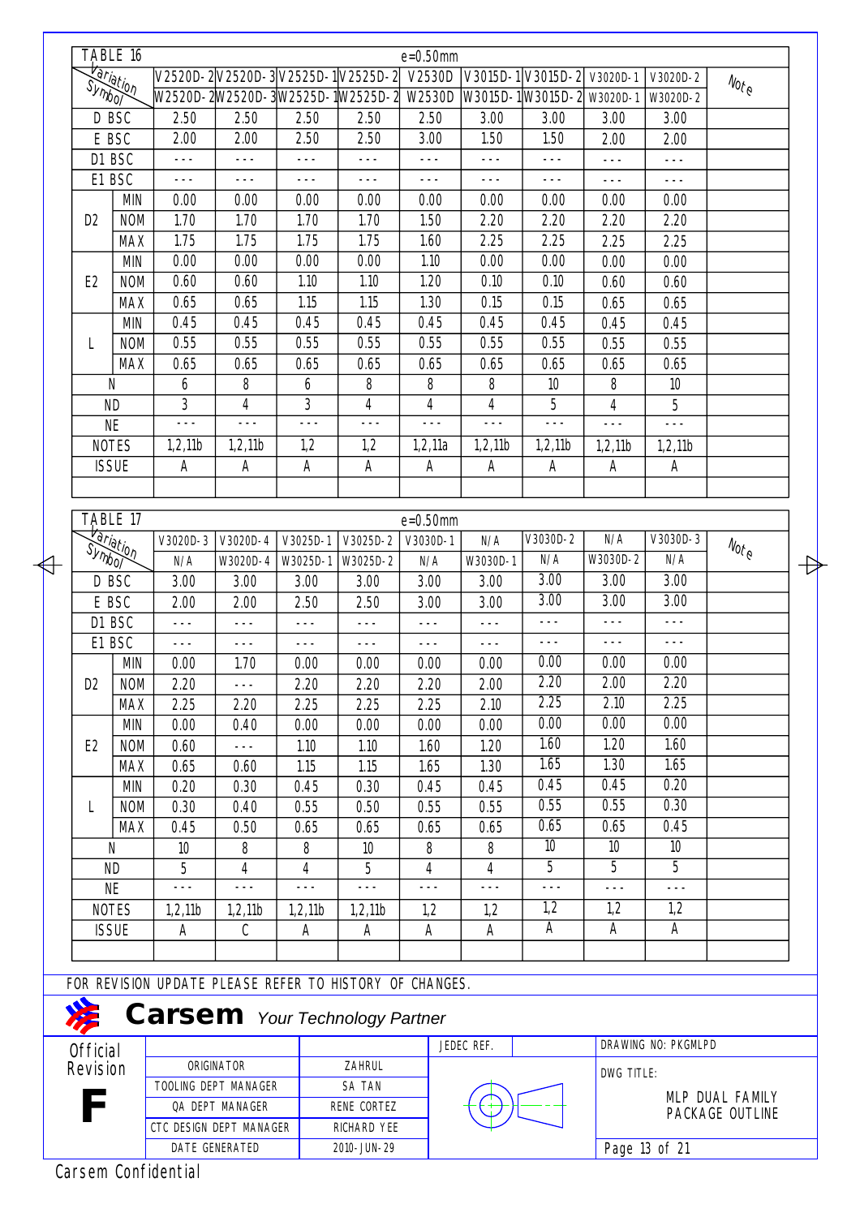**TABLE 16** e=0.50mm

| Variation / Symbol | | V2520D-2 / W2520D-2 | V2520D-3 / W2520D-3 | V2525D-1 / W2525D-1 | V2525D-2 / W2525D-2 | V2530D / W2530D | V3015D-1 / W3015D-1 | V3015D-2 / W3015D-2 | V3020D-1 / W3020D-1 | V3020D-2 / W3020D-2 | Note |
|---|---|---|---|---|---|---|---|---|---|---|---|
| D BSC | | 2.50 | 2.50 | 2.50 | 2.50 | 2.50 | 3.00 | 3.00 | 3.00 | 3.00 | |
| E BSC | | 2.00 | 2.00 | 2.50 | 2.50 | 3.00 | 1.50 | 1.50 | 2.00 | 2.00 | |
| D1 BSC | | --- | --- | --- | --- | --- | --- | --- | --- | --- | |
| E1 BSC | | --- | --- | --- | --- | --- | --- | --- | --- | --- | |
| D2 | MIN | 0.00 | 0.00 | 0.00 | 0.00 | 0.00 | 0.00 | 0.00 | 0.00 | 0.00 | |
| | NOM | 1.70 | 1.70 | 1.70 | 1.70 | 1.50 | 2.20 | 2.20 | 2.20 | 2.20 | |
| | MAX | 1.75 | 1.75 | 1.75 | 1.75 | 1.60 | 2.25 | 2.25 | 2.25 | 2.25 | |
| E2 | MIN | 0.00 | 0.00 | 0.00 | 0.00 | 1.10 | 0.00 | 0.00 | 0.00 | 0.00 | |
| | NOM | 0.60 | 0.60 | 1.10 | 1.10 | 1.20 | 0.10 | 0.10 | 0.60 | 0.60 | |
| | MAX | 0.65 | 0.65 | 1.15 | 1.15 | 1.30 | 0.15 | 0.15 | 0.65 | 0.65 | |
| L | MIN | 0.45 | 0.45 | 0.45 | 0.45 | 0.45 | 0.45 | 0.45 | 0.45 | 0.45 | |
| | NOM | 0.55 | 0.55 | 0.55 | 0.55 | 0.55 | 0.55 | 0.55 | 0.55 | 0.55 | |
| | MAX | 0.65 | 0.65 | 0.65 | 0.65 | 0.65 | 0.65 | 0.65 | 0.65 | 0.65 | |
| N | | 6 | 8 | 6 | 8 | 8 | 8 | 10 | 8 | 10 | |
| ND | | 3 | 4 | 3 | 4 | 4 | 4 | 5 | 4 | 5 | |
| NE | | --- | --- | --- | --- | --- | --- | --- | --- | --- | |
| NOTES | | 1,2,11b | 1,2,11b | 1,2 | 1,2 | 1,2,11a | 1,2,11b | 1,2,11b | 1,2,11b | 1,2,11b | |
| ISSUE | | A | A | A | A | A | A | A | A | A | |

**TABLE 17** e=0.50mm

| Variation / Symbol | | V3020D-3 / N/A | V3020D-4 / W3020D-4 | V3025D-1 / W3025D-1 | V3025D-2 / W3025D-2 | V3030D-1 / N/A | N/A / W3030D-1 | V3030D-2 / N/A | N/A / W3030D-2 | V3030D-3 / N/A | Note |
|---|---|---|---|---|---|---|---|---|---|---|---|
| D BSC | | 3.00 | 3.00 | 3.00 | 3.00 | 3.00 | 3.00 | 3.00 | 3.00 | 3.00 | |
| E BSC | | 2.00 | 2.00 | 2.50 | 2.50 | 3.00 | 3.00 | 3.00 | 3.00 | 3.00 | |
| D1 BSC | | --- | --- | --- | --- | --- | --- | --- | --- | --- | |
| E1 BSC | | --- | --- | --- | --- | --- | --- | --- | --- | --- | |
| D2 | MIN | 0.00 | 1.70 | 0.00 | 0.00 | 0.00 | 0.00 | 0.00 | 0.00 | 0.00 | |
| | NOM | 2.20 | --- | 2.20 | 2.20 | 2.20 | 2.00 | 2.20 | 2.00 | 2.20 | |
| | MAX | 2.25 | 2.20 | 2.25 | 2.25 | 2.25 | 2.10 | 2.25 | 2.10 | 2.25 | |
| E2 | MIN | 0.00 | 0.40 | 0.00 | 0.00 | 0.00 | 0.00 | 0.00 | 0.00 | 0.00 | |
| | NOM | 0.60 | --- | 1.10 | 1.10 | 1.60 | 1.20 | 1.60 | 1.20 | 1.60 | |
| | MAX | 0.65 | 0.60 | 1.15 | 1.15 | 1.65 | 1.30 | 1.65 | 1.30 | 1.65 | |
| L | MIN | 0.20 | 0.30 | 0.45 | 0.30 | 0.45 | 0.45 | 0.45 | 0.45 | 0.20 | |
| | NOM | 0.30 | 0.40 | 0.55 | 0.50 | 0.55 | 0.55 | 0.55 | 0.55 | 0.30 | |
| | MAX | 0.45 | 0.50 | 0.65 | 0.65 | 0.65 | 0.65 | 0.65 | 0.65 | 0.45 | |
| N | | 10 | 8 | 8 | 10 | 8 | 8 | 10 | 10 | 10 | |
| ND | | 5 | 4 | 4 | 5 | 4 | 4 | 5 | 5 | 5 | |
| NE | | --- | --- | --- | --- | --- | --- | --- | --- | --- | |
| NOTES | | 1,2,11b | 1,2,11b | 1,2,11b | 1,2,11b | 1,2 | 1,2 | 1,2 | 1,2 | 1,2 | |
| ISSUE | | A | C | A | A | A | A | A | A | A | |

FOR REVISION UPDATE PLEASE REFER TO HISTORY OF CHANGES.

**Carsem** *Your Technology Partner*

| Official Revision | | | JEDEC REF. | DRAWING NO: PKGMLPD |
|---|---|---|---|---|
| **F** | ORIGINATOR | ZAHRUL | | DWG TITLE: MLP DUAL FAMILY PACKAGE OUTLINE |
| | TOOLING DEPT MANAGER | SA TAN | | |
| | QA DEPT MANAGER | RENE CORTEZ | | |
| | CTC DESIGN DEPT MANAGER | RICHARD YEE | | |
| | DATE GENERATED | 2010-JUN-29 | | |

Carsem Confidential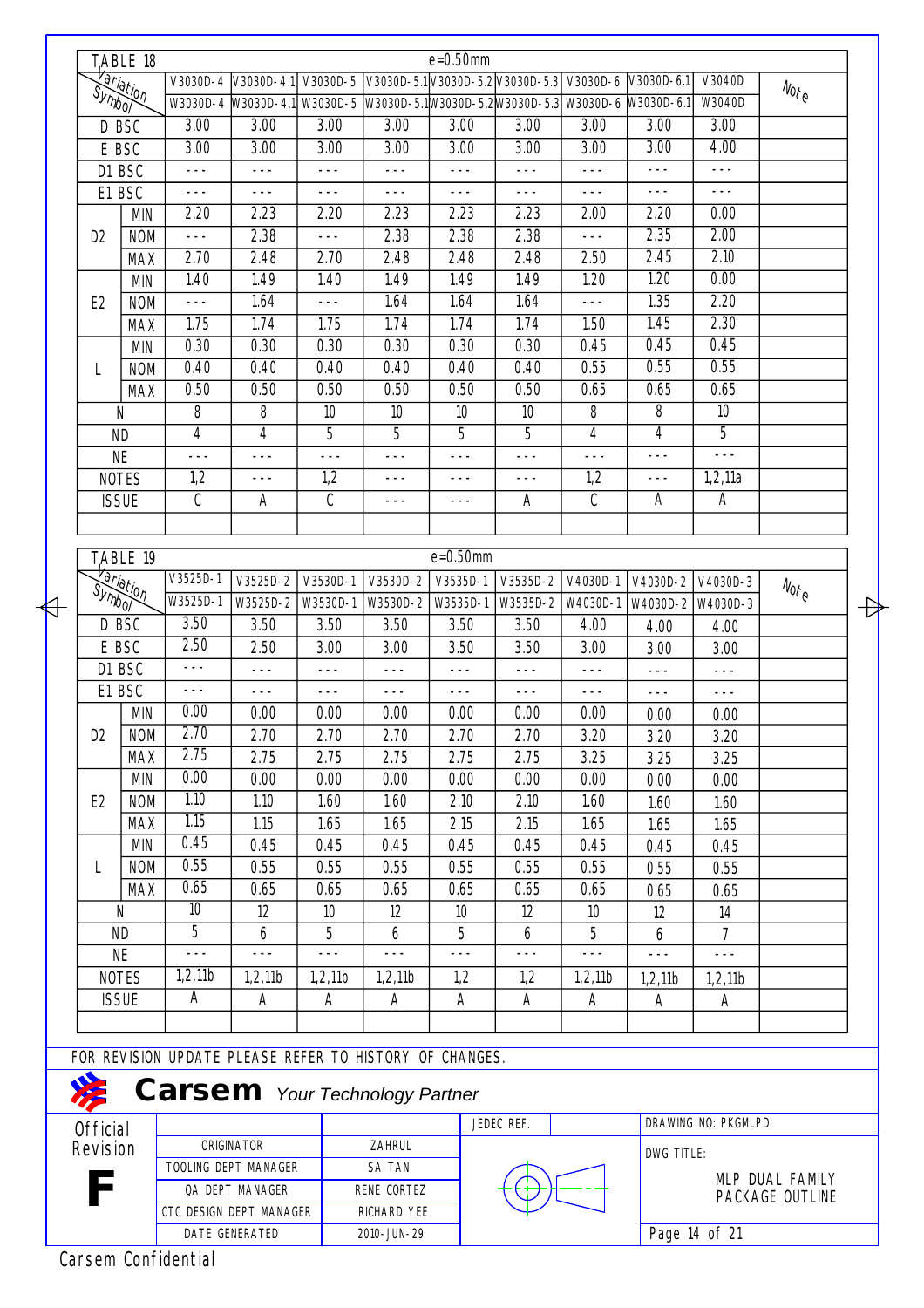| TABLE 18 | | e=0.50mm | | | | | | | | | |
|---|---|---|---|---|---|---|---|---|---|---|---|
| Variation / Symbol | | V3030D-4 / W3030D-4 | V3030D-4.1 / W3030D-4.1 | V3030D-5 / W3030D-5 | V3030D-5.1 / W3030D-5.1 | V3030D-5.2 / W3030D-5.2 | V3030D-5.3 / W3030D-5.3 | V3030D-6 / W3030D-6 | V3030D-6.1 / W3030D-6.1 | V3040D / W3040D | Note |
| D BSC | | 3.00 | 3.00 | 3.00 | 3.00 | 3.00 | 3.00 | 3.00 | 3.00 | 3.00 | |
| E BSC | | 3.00 | 3.00 | 3.00 | 3.00 | 3.00 | 3.00 | 3.00 | 3.00 | 4.00 | |
| D1 BSC | | --- | --- | --- | --- | --- | --- | --- | --- | --- | |
| E1 BSC | | --- | --- | --- | --- | --- | --- | --- | --- | --- | |
| D2 | MIN | 2.20 | 2.23 | 2.20 | 2.23 | 2.23 | 2.23 | 2.00 | 2.20 | 0.00 | |
| | NOM | --- | 2.38 | --- | 2.38 | 2.38 | 2.38 | --- | 2.35 | 2.00 | |
| | MAX | 2.70 | 2.48 | 2.70 | 2.48 | 2.48 | 2.48 | 2.50 | 2.45 | 2.10 | |
| E2 | MIN | 1.40 | 1.49 | 1.40 | 1.49 | 1.49 | 1.49 | 1.20 | 1.20 | 0.00 | |
| | NOM | --- | 1.64 | --- | 1.64 | 1.64 | 1.64 | --- | 1.35 | 2.20 | |
| | MAX | 1.75 | 1.74 | 1.75 | 1.74 | 1.74 | 1.74 | 1.50 | 1.45 | 2.30 | |
| L | MIN | 0.30 | 0.30 | 0.30 | 0.30 | 0.30 | 0.30 | 0.45 | 0.45 | 0.45 | |
| | NOM | 0.40 | 0.40 | 0.40 | 0.40 | 0.40 | 0.40 | 0.55 | 0.55 | 0.55 | |
| | MAX | 0.50 | 0.50 | 0.50 | 0.50 | 0.50 | 0.50 | 0.65 | 0.65 | 0.65 | |
| N | | 8 | 8 | 10 | 10 | 10 | 10 | 8 | 8 | 10 | |
| ND | | 4 | 4 | 5 | 5 | 5 | 5 | 4 | 4 | 5 | |
| NE | | --- | --- | --- | --- | --- | --- | --- | --- | --- | |
| NOTES | | 1,2 | --- | 1,2 | --- | --- | --- | 1,2 | --- | 1,2,11a | |
| ISSUE | | C | A | C | --- | --- | A | C | A | A | |

| TABLE 19 | | e=0.50mm | | | | | | | | | |
|---|---|---|---|---|---|---|---|---|---|---|---|
| Variation / Symbol | | V3525D-1 / W3525D-1 | V3525D-2 / W3525D-2 | V3530D-1 / W3530D-1 | V3530D-2 / W3530D-2 | V3535D-1 / W3535D-1 | V3535D-2 / W3535D-2 | V4030D-1 / W4030D-1 | V4030D-2 / W4030D-2 | V4030D-3 / W4030D-3 | Note |
| D BSC | | 3.50 | 3.50 | 3.50 | 3.50 | 3.50 | 3.50 | 4.00 | 4.00 | 4.00 | |
| E BSC | | 2.50 | 2.50 | 3.00 | 3.00 | 3.50 | 3.50 | 3.00 | 3.00 | 3.00 | |
| D1 BSC | | --- | --- | --- | --- | --- | --- | --- | --- | --- | |
| E1 BSC | | --- | --- | --- | --- | --- | --- | --- | --- | --- | |
| D2 | MIN | 0.00 | 0.00 | 0.00 | 0.00 | 0.00 | 0.00 | 0.00 | 0.00 | 0.00 | |
| | NOM | 2.70 | 2.70 | 2.70 | 2.70 | 2.70 | 2.70 | 3.20 | 3.20 | 3.20 | |
| | MAX | 2.75 | 2.75 | 2.75 | 2.75 | 2.75 | 2.75 | 3.25 | 3.25 | 3.25 | |
| E2 | MIN | 0.00 | 0.00 | 0.00 | 0.00 | 0.00 | 0.00 | 0.00 | 0.00 | 0.00 | |
| | NOM | 1.10 | 1.10 | 1.60 | 1.60 | 2.10 | 2.10 | 1.60 | 1.60 | 1.60 | |
| | MAX | 1.15 | 1.15 | 1.65 | 1.65 | 2.15 | 2.15 | 1.65 | 1.65 | 1.65 | |
| L | MIN | 0.45 | 0.45 | 0.45 | 0.45 | 0.45 | 0.45 | 0.45 | 0.45 | 0.45 | |
| | NOM | 0.55 | 0.55 | 0.55 | 0.55 | 0.55 | 0.55 | 0.55 | 0.55 | 0.55 | |
| | MAX | 0.65 | 0.65 | 0.65 | 0.65 | 0.65 | 0.65 | 0.65 | 0.65 | 0.65 | |
| N | | 10 | 12 | 10 | 12 | 10 | 12 | 10 | 12 | 14 | |
| ND | | 5 | 6 | 5 | 6 | 5 | 6 | 5 | 6 | 7 | |
| NE | | --- | --- | --- | --- | --- | --- | --- | --- | --- | |
| NOTES | | 1,2,11b | 1,2,11b | 1,2,11b | 1,2,11b | 1,2 | 1,2 | 1,2,11b | 1,2,11b | 1,2,11b | |
| ISSUE | | A | A | A | A | A | A | A | A | A | |

FOR REVISION UPDATE PLEASE REFER TO HISTORY OF CHANGES.

**Carsem** *Your Technology Partner*

| Official Revision | | | JEDEC REF. | DRAWING NO: PKGMLPD |
|---|---|---|---|---|
| **F** | ORIGINATOR | ZAHRUL | | DWG TITLE: MLP DUAL FAMILY PACKAGE OUTLINE |
| | TOOLING DEPT MANAGER | SA TAN | | |
| | QA DEPT MANAGER | RENE CORTEZ | | |
| | CTC DESIGN DEPT MANAGER | RICHARD YEE | | |
| | DATE GENERATED | 2010-JUN-29 | | |

Carsem Confidential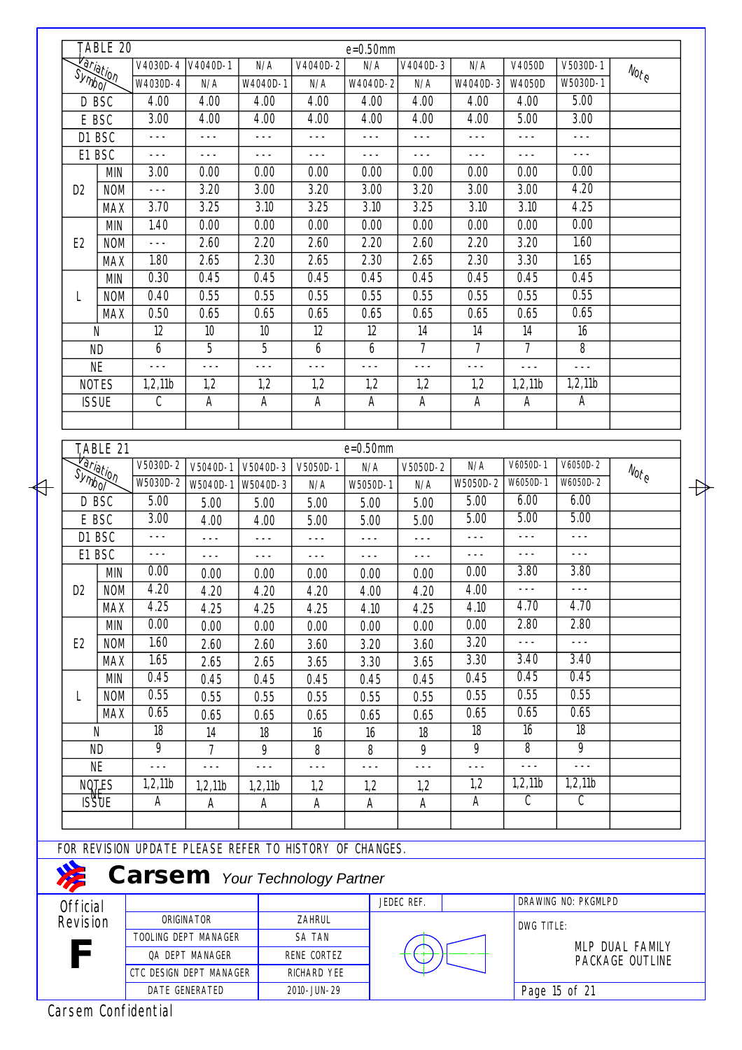| TABLE 20 | | e=0.50mm | | | | | | | | | |
|---|---|---|---|---|---|---|---|---|---|---|---|
| Variation / Symbol | | V4030D-4 / W4030D-4 | V4040D-1 / N/A | N/A / W4040D-1 | V4040D-2 / N/A | N/A / W4040D-2 | V4040D-3 / N/A | N/A / W4040D-3 | V4050D / W4050D | V5030D-1 / W5030D-1 | Note |
| D BSC | | 4.00 | 4.00 | 4.00 | 4.00 | 4.00 | 4.00 | 4.00 | 4.00 | 5.00 | |
| E BSC | | 3.00 | 4.00 | 4.00 | 4.00 | 4.00 | 4.00 | 4.00 | 5.00 | 3.00 | |
| D1 BSC | | --- | --- | --- | --- | --- | --- | --- | --- | --- | |
| E1 BSC | | --- | --- | --- | --- | --- | --- | --- | --- | --- | |
| D2 | MIN | 3.00 | 0.00 | 0.00 | 0.00 | 0.00 | 0.00 | 0.00 | 0.00 | 0.00 | |
| | NOM | --- | 3.20 | 3.00 | 3.20 | 3.00 | 3.20 | 3.00 | 3.00 | 4.20 | |
| | MAX | 3.70 | 3.25 | 3.10 | 3.25 | 3.10 | 3.25 | 3.10 | 3.10 | 4.25 | |
| E2 | MIN | 1.40 | 0.00 | 0.00 | 0.00 | 0.00 | 0.00 | 0.00 | 0.00 | 0.00 | |
| | NOM | --- | 2.60 | 2.20 | 2.60 | 2.20 | 2.60 | 2.20 | 3.20 | 1.60 | |
| | MAX | 1.80 | 2.65 | 2.30 | 2.65 | 2.30 | 2.65 | 2.30 | 3.30 | 1.65 | |
| L | MIN | 0.30 | 0.45 | 0.45 | 0.45 | 0.45 | 0.45 | 0.45 | 0.45 | 0.45 | |
| | NOM | 0.40 | 0.55 | 0.55 | 0.55 | 0.55 | 0.55 | 0.55 | 0.55 | 0.55 | |
| | MAX | 0.50 | 0.65 | 0.65 | 0.65 | 0.65 | 0.65 | 0.65 | 0.65 | 0.65 | |
| N | | 12 | 10 | 10 | 12 | 12 | 14 | 14 | 14 | 16 | |
| ND | | 6 | 5 | 5 | 6 | 6 | 7 | 7 | 7 | 8 | |
| NE | | --- | --- | --- | --- | --- | --- | --- | --- | --- | |
| NOTES | | 1,2,11b | 1,2 | 1,2 | 1,2 | 1,2 | 1,2 | 1,2 | 1,2,11b | 1,2,11b | |
| ISSUE | | C | A | A | A | A | A | A | A | A | |

| TABLE 21 | | e=0.50mm | | | | | | | | | |
|---|---|---|---|---|---|---|---|---|---|---|---|
| Variation / Symbol | | V5030D-2 / W5030D-2 | V5040D-1 / W5040D-1 | V5040D-3 / W5040D-3 | V5050D-1 / N/A | N/A / W5050D-1 | V5050D-2 / N/A | N/A / W5050D-2 | V6050D-1 / W6050D-1 | V6050D-2 / W6050D-2 | Note |
| D BSC | | 5.00 | 5.00 | 5.00 | 5.00 | 5.00 | 5.00 | 5.00 | 6.00 | 6.00 | |
| E BSC | | 3.00 | 4.00 | 4.00 | 5.00 | 5.00 | 5.00 | 5.00 | 5.00 | 5.00 | |
| D1 BSC | | --- | --- | --- | --- | --- | --- | --- | --- | --- | |
| E1 BSC | | --- | --- | --- | --- | --- | --- | --- | --- | --- | |
| D2 | MIN | 0.00 | 0.00 | 0.00 | 0.00 | 0.00 | 0.00 | 0.00 | 3.80 | 3.80 | |
| | NOM | 4.20 | 4.20 | 4.20 | 4.20 | 4.00 | 4.20 | 4.00 | --- | --- | |
| | MAX | 4.25 | 4.25 | 4.25 | 4.25 | 4.10 | 4.25 | 4.10 | 4.70 | 4.70 | |
| E2 | MIN | 0.00 | 0.00 | 0.00 | 0.00 | 0.00 | 0.00 | 0.00 | 2.80 | 2.80 | |
| | NOM | 1.60 | 2.60 | 2.60 | 3.60 | 3.20 | 3.60 | 3.20 | --- | --- | |
| | MAX | 1.65 | 2.65 | 2.65 | 3.65 | 3.30 | 3.65 | 3.30 | 3.40 | 3.40 | |
| L | MIN | 0.45 | 0.45 | 0.45 | 0.45 | 0.45 | 0.45 | 0.45 | 0.45 | 0.45 | |
| | NOM | 0.55 | 0.55 | 0.55 | 0.55 | 0.55 | 0.55 | 0.55 | 0.55 | 0.55 | |
| | MAX | 0.65 | 0.65 | 0.65 | 0.65 | 0.65 | 0.65 | 0.65 | 0.65 | 0.65 | |
| N | | 18 | 14 | 18 | 16 | 16 | 18 | 18 | 16 | 18 | |
| ND | | 9 | 7 | 9 | 8 | 8 | 9 | 9 | 8 | 9 | |
| NE | | --- | --- | --- | --- | --- | --- | --- | --- | --- | |
| NOTES | | 1,2,11b | 1,2,11b | 1,2,11b | 1,2 | 1,2 | 1,2 | 1,2 | 1,2,11b | 1,2,11b | |
| ISSUE | | A | A | A | A | A | A | A | C | C | |

FOR REVISION UPDATE PLEASE REFER TO HISTORY OF CHANGES.

**Carsem** *Your Technology Partner*

| Official Revision | | | JEDEC REF. | DRAWING NO: PKGMLPD |
|---|---|---|---|---|
| **F** | ORIGINATOR | ZAHRUL | | DWG TITLE: MLP DUAL FAMILY PACKAGE OUTLINE |
| | TOOLING DEPT MANAGER | SA TAN | | |
| | QA DEPT MANAGER | RENE CORTEZ | | |
| | CTC DESIGN DEPT MANAGER | RICHARD YEE | | |
| | DATE GENERATED | 2010-JUN-29 | | |

Carsem Confidential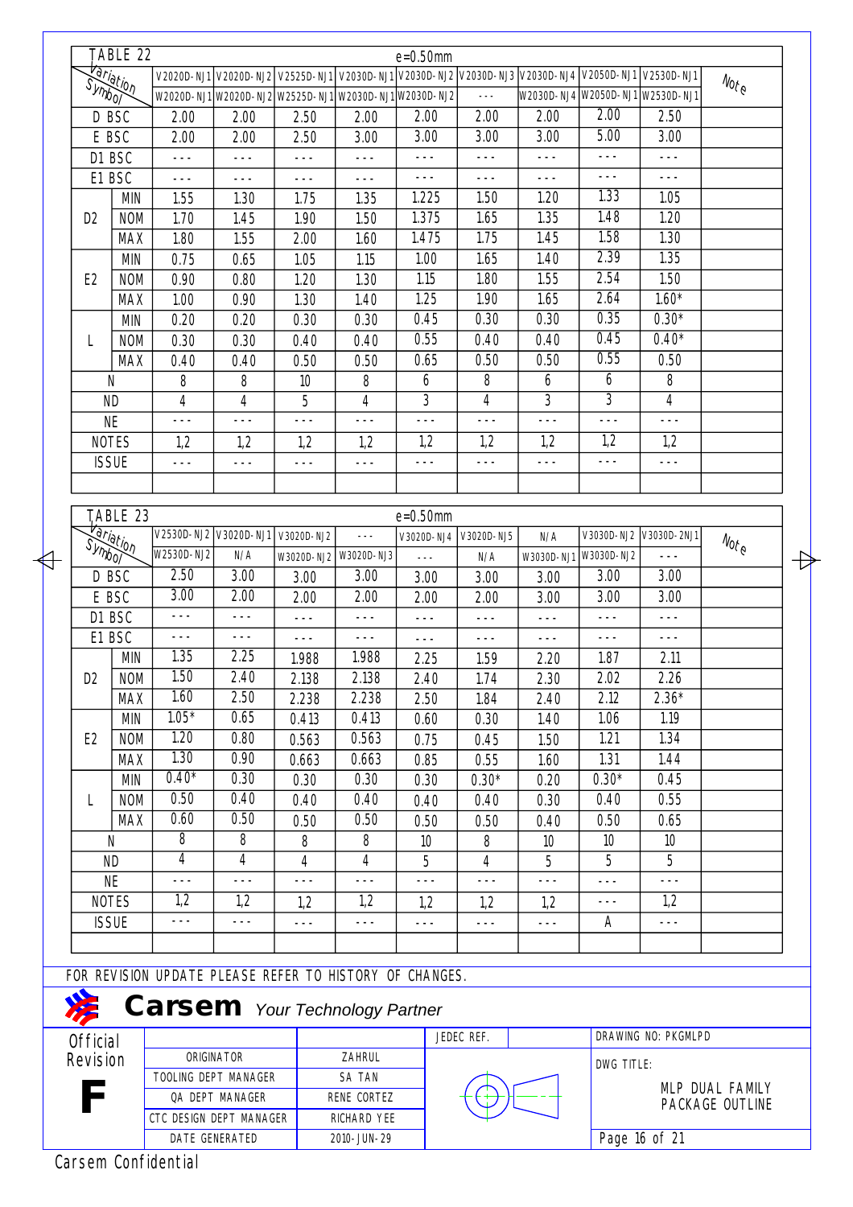## TABLE 22

e=0.50mm

| Variation / Symbol | | V2020D-NJ1 W2020D-NJ1 | V2020D-NJ2 W2020D-NJ2 | V2525D-NJ1 W2525D-NJ1 | V2030D-NJ1 W2030D-NJ1 | V2030D-NJ2 W2030D-NJ2 | V2030D-NJ3 --- | V2030D-NJ4 W2030D-NJ4 | V2050D-NJ1 W2050D-NJ1 | V2530D-NJ1 W2530D-NJ1 | Note |
|---|---|---|---|---|---|---|---|---|---|---|---|
| D BSC | | 2.00 | 2.00 | 2.50 | 2.00 | 2.00 | 2.00 | 2.00 | 2.00 | 2.50 | |
| E BSC | | 2.00 | 2.00 | 2.50 | 3.00 | 3.00 | 3.00 | 3.00 | 5.00 | 3.00 | |
| D1 BSC | | --- | --- | --- | --- | --- | --- | --- | --- | --- | |
| E1 BSC | | --- | --- | --- | --- | --- | --- | --- | --- | --- | |
| D2 | MIN | 1.55 | 1.30 | 1.75 | 1.35 | 1.225 | 1.50 | 1.20 | 1.33 | 1.05 | |
| | NOM | 1.70 | 1.45 | 1.90 | 1.50 | 1.375 | 1.65 | 1.35 | 1.48 | 1.20 | |
| | MAX | 1.80 | 1.55 | 2.00 | 1.60 | 1.475 | 1.75 | 1.45 | 1.58 | 1.30 | |
| E2 | MIN | 0.75 | 0.65 | 1.05 | 1.15 | 1.00 | 1.65 | 1.40 | 2.39 | 1.35 | |
| | NOM | 0.90 | 0.80 | 1.20 | 1.30 | 1.15 | 1.80 | 1.55 | 2.54 | 1.50 | |
| | MAX | 1.00 | 0.90 | 1.30 | 1.40 | 1.25 | 1.90 | 1.65 | 2.64 | 1.60* | |
| L | MIN | 0.20 | 0.20 | 0.30 | 0.30 | 0.45 | 0.30 | 0.30 | 0.35 | 0.30* | |
| | NOM | 0.30 | 0.30 | 0.40 | 0.40 | 0.55 | 0.40 | 0.40 | 0.45 | 0.40* | |
| | MAX | 0.40 | 0.40 | 0.50 | 0.50 | 0.65 | 0.50 | 0.50 | 0.55 | 0.50 | |
| N | | 8 | 8 | 10 | 8 | 6 | 8 | 6 | 6 | 8 | |
| ND | | 4 | 4 | 5 | 4 | 3 | 4 | 3 | 3 | 4 | |
| NE | | --- | --- | --- | --- | --- | --- | --- | --- | --- | |
| NOTES | | 1,2 | 1,2 | 1,2 | 1,2 | 1,2 | 1,2 | 1,2 | 1,2 | 1,2 | |
| ISSUE | | --- | --- | --- | --- | --- | --- | --- | --- | --- | |

## TABLE 23

e=0.50mm

| Variation / Symbol | | V2530D-NJ2 W2530D-NJ2 | V3020D-NJ1 N/A | V3020D-NJ2 W3020D-NJ2 | --- W3020D-NJ3 | V3020D-NJ4 --- | V3020D-NJ5 N/A | N/A W3030D-NJ1 | V3030D-NJ2 W3030D-NJ2 | V3030D-2NJ1 --- | Note |
|---|---|---|---|---|---|---|---|---|---|---|---|
| D BSC | | 2.50 | 3.00 | 3.00 | 3.00 | 3.00 | 3.00 | 3.00 | 3.00 | 3.00 | |
| E BSC | | 3.00 | 2.00 | 2.00 | 2.00 | 2.00 | 2.00 | 3.00 | 3.00 | 3.00 | |
| D1 BSC | | --- | --- | --- | --- | --- | --- | --- | --- | --- | |
| E1 BSC | | --- | --- | --- | --- | --- | --- | --- | --- | --- | |
| D2 | MIN | 1.35 | 2.25 | 1.988 | 1.988 | 2.25 | 1.59 | 2.20 | 1.87 | 2.11 | |
| | NOM | 1.50 | 2.40 | 2.138 | 2.138 | 2.40 | 1.74 | 2.30 | 2.02 | 2.26 | |
| | MAX | 1.60 | 2.50 | 2.238 | 2.238 | 2.50 | 1.84 | 2.40 | 2.12 | 2.36* | |
| E2 | MIN | 1.05* | 0.65 | 0.413 | 0.413 | 0.60 | 0.30 | 1.40 | 1.06 | 1.19 | |
| | NOM | 1.20 | 0.80 | 0.563 | 0.563 | 0.75 | 0.45 | 1.50 | 1.21 | 1.34 | |
| | MAX | 1.30 | 0.90 | 0.663 | 0.663 | 0.85 | 0.55 | 1.60 | 1.31 | 1.44 | |
| L | MIN | 0.40* | 0.30 | 0.30 | 0.30 | 0.30 | 0.30* | 0.20 | 0.30* | 0.45 | |
| | NOM | 0.50 | 0.40 | 0.40 | 0.40 | 0.40 | 0.40 | 0.30 | 0.40 | 0.55 | |
| | MAX | 0.60 | 0.50 | 0.50 | 0.50 | 0.50 | 0.50 | 0.40 | 0.50 | 0.65 | |
| N | | 8 | 8 | 8 | 8 | 10 | 8 | 10 | 10 | 10 | |
| ND | | 4 | 4 | 4 | 4 | 5 | 4 | 5 | 5 | 5 | |
| NE | | --- | --- | --- | --- | --- | --- | --- | --- | --- | |
| NOTES | | 1,2 | 1,2 | 1,2 | 1,2 | 1,2 | 1,2 | 1,2 | --- | 1,2 | |
| ISSUE | | --- | --- | --- | --- | --- | --- | --- | A | --- | |

FOR REVISION UPDATE PLEASE REFER TO HISTORY OF CHANGES.

**Carsem** *Your Technology Partner*

| Official Revision | | | JEDEC REF. | DRAWING NO: PKGMLPD |
|---|---|---|---|---|
| F | ORIGINATOR | ZAHRUL | | DWG TITLE: MLP DUAL FAMILY PACKAGE OUTLINE |
| | TOOLING DEPT MANAGER | SA TAN | | |
| | QA DEPT MANAGER | RENE CORTEZ | | |
| | CTC DESIGN DEPT MANAGER | RICHARD YEE | | |
| | DATE GENERATED | 2010-JUN-29 | | |

Carsem Confidential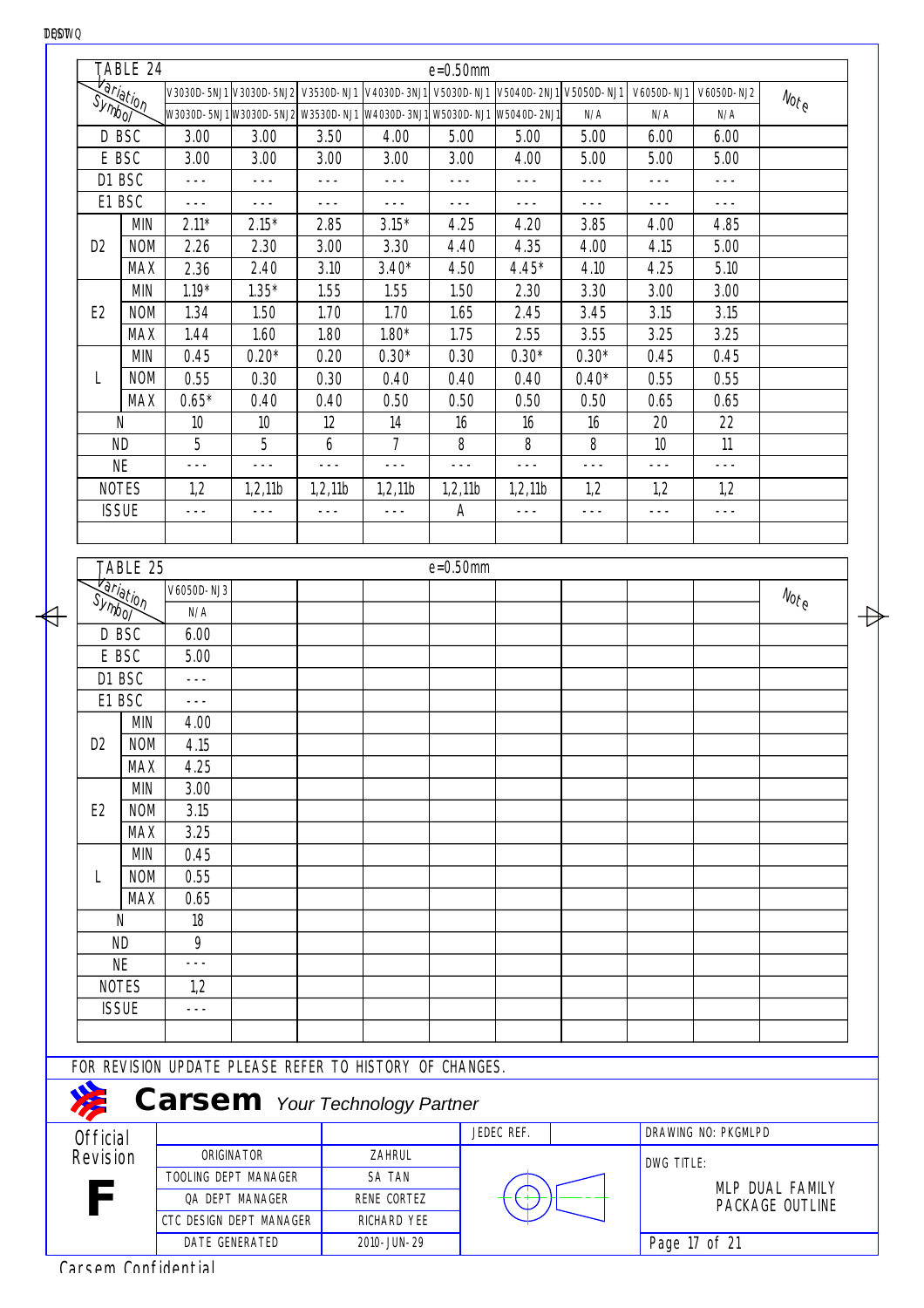## TABLE 24 e=0.50mm

| Variation / Symbol | | V3030D-5NJ1 | V3030D-5NJ2 | V3530D-NJ1 | V4030D-3NJ1 | V5030D-NJ1 | V5040D-2NJ1 | V5050D-NJ1 | V6050D-NJ1 | V6050D-NJ2 | Note |
|---|---|---|---|---|---|---|---|---|---|---|---|
| | | W3030D-5NJ1 | W3030D-5NJ2 | W3530D-NJ1 | W4030D-3NJ1 | W5030D-NJ1 | W5040D-2NJ1 | N/A | N/A | N/A | |
| D BSC | | 3.00 | 3.00 | 3.50 | 4.00 | 5.00 | 5.00 | 5.00 | 6.00 | 6.00 | |
| E BSC | | 3.00 | 3.00 | 3.00 | 3.00 | 3.00 | 4.00 | 5.00 | 5.00 | 5.00 | |
| D1 BSC | | --- | --- | --- | --- | --- | --- | --- | --- | --- | |
| E1 BSC | | --- | --- | --- | --- | --- | --- | --- | --- | --- | |
| D2 | MIN | 2.11* | 2.15* | 2.85 | 3.15* | 4.25 | 4.20 | 3.85 | 4.00 | 4.85 | |
| | NOM | 2.26 | 2.30 | 3.00 | 3.30 | 4.40 | 4.35 | 4.00 | 4.15 | 5.00 | |
| | MAX | 2.36 | 2.40 | 3.10 | 3.40* | 4.50 | 4.45* | 4.10 | 4.25 | 5.10 | |
| E2 | MIN | 1.19* | 1.35* | 1.55 | 1.55 | 1.50 | 2.30 | 3.30 | 3.00 | 3.00 | |
| | NOM | 1.34 | 1.50 | 1.70 | 1.70 | 1.65 | 2.45 | 3.45 | 3.15 | 3.15 | |
| | MAX | 1.44 | 1.60 | 1.80 | 1.80* | 1.75 | 2.55 | 3.55 | 3.25 | 3.25 | |
| L | MIN | 0.45 | 0.20* | 0.20 | 0.30* | 0.30 | 0.30* | 0.30* | 0.45 | 0.45 | |
| | NOM | 0.55 | 0.30 | 0.30 | 0.40 | 0.40 | 0.40 | 0.40* | 0.55 | 0.55 | |
| | MAX | 0.65* | 0.40 | 0.40 | 0.50 | 0.50 | 0.50 | 0.50 | 0.65 | 0.65 | |
| N | | 10 | 10 | 12 | 14 | 16 | 16 | 16 | 20 | 22 | |
| ND | | 5 | 5 | 6 | 7 | 8 | 8 | 8 | 10 | 11 | |
| NE | | --- | --- | --- | --- | --- | --- | --- | --- | --- | |
| NOTES | | 1,2 | 1,2,11b | 1,2,11b | 1,2,11b | 1,2,11b | 1,2,11b | 1,2 | 1,2 | 1,2 | |
| ISSUE | | --- | --- | --- | --- | A | --- | --- | --- | --- | |

## TABLE 25 e=0.50mm

| Variation / Symbol | | V6050D-NJ3 | Note |
|---|---|---|---|
| | | N/A | |
| D BSC | | 6.00 | |
| E BSC | | 5.00 | |
| D1 BSC | | --- | |
| E1 BSC | | --- | |
| D2 | MIN | 4.00 | |
| | NOM | 4.15 | |
| | MAX | 4.25 | |
| E2 | MIN | 3.00 | |
| | NOM | 3.15 | |
| | MAX | 3.25 | |
| L | MIN | 0.45 | |
| | NOM | 0.55 | |
| | MAX | 0.65 | |
| N | | 18 | |
| ND | | 9 | |
| NE | | --- | |
| NOTES | | 1,2 | |
| ISSUE | | --- | |

FOR REVISION UPDATE PLEASE REFER TO HISTORY OF CHANGES.

**Carsem** *Your Technology Partner*

| Official Revision | | | JEDEC REF. | DRAWING NO: PKGMLPD |
|---|---|---|---|---|
| F | ORIGINATOR | ZAHRUL | | DWG TITLE: MLP DUAL FAMILY PACKAGE OUTLINE |
| | TOOLING DEPT MANAGER | SA TAN | | |
| | QA DEPT MANAGER | RENE CORTEZ | | |
| | CTC DESIGN DEPT MANAGER | RICHARD YEE | | |
| | DATE GENERATED | 2010-JUN-29 | | |

Carsem Confidential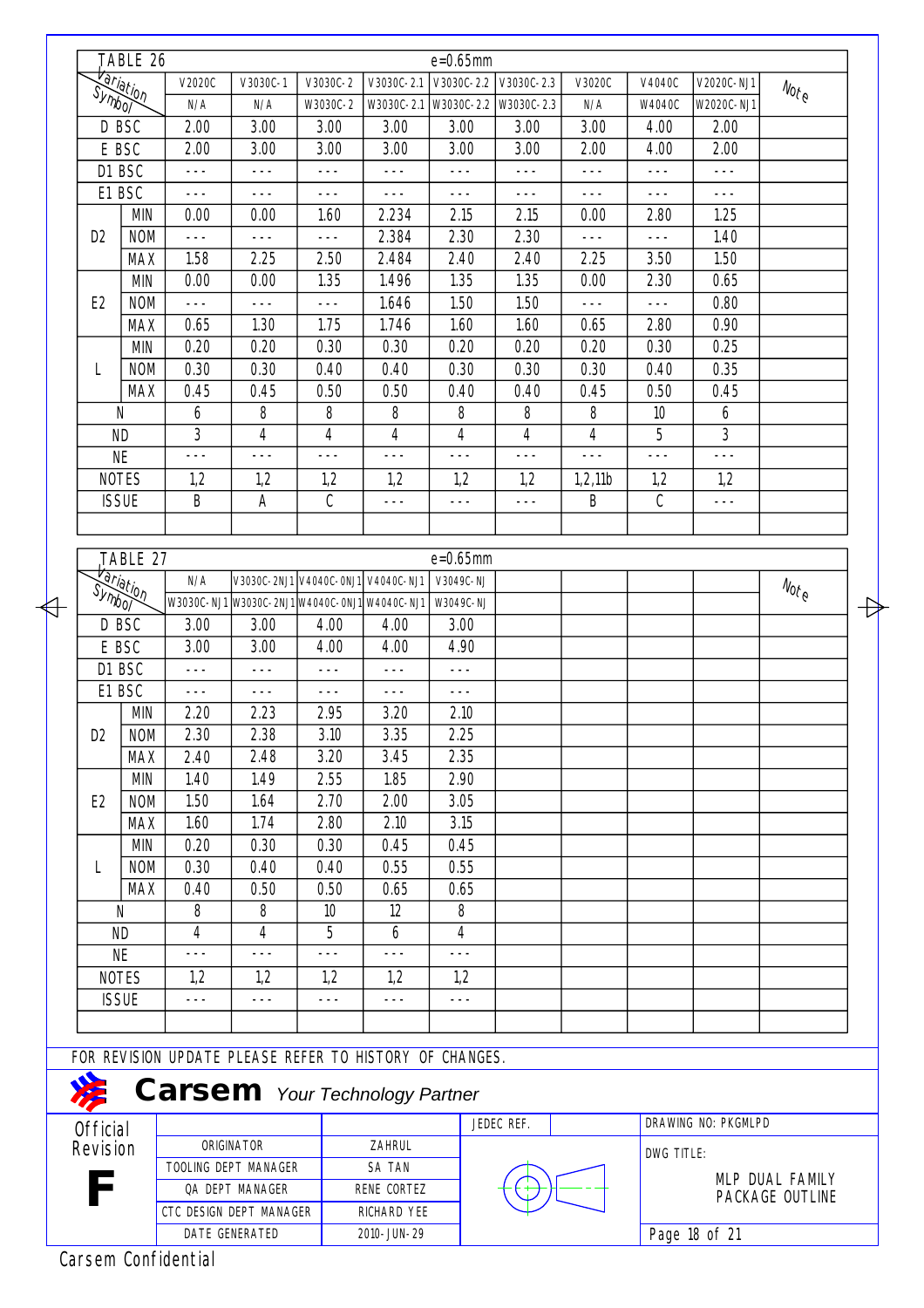| TABLE 26 | | e=0.65mm | | | | | | | | | |
|---|---|---|---|---|---|---|---|---|---|---|---|
| Variation / Symbol | | V2020C | V3030C-1 | V3030C-2 | V3030C-2.1 | V3030C-2.2 | V3030C-2.3 | V3020C | V4040C | V2020C-NJ1 | Note |
| | | N/A | N/A | W3030C-2 | W3030C-2.1 | W3030C-2.2 | W3030C-2.3 | N/A | W4040C | W2020C-NJ1 | |
| D BSC | | 2.00 | 3.00 | 3.00 | 3.00 | 3.00 | 3.00 | 3.00 | 4.00 | 2.00 | |
| E BSC | | 2.00 | 3.00 | 3.00 | 3.00 | 3.00 | 3.00 | 2.00 | 4.00 | 2.00 | |
| D1 BSC | | --- | --- | --- | --- | --- | --- | --- | --- | --- | |
| E1 BSC | | --- | --- | --- | --- | --- | --- | --- | --- | --- | |
| D2 | MIN | 0.00 | 0.00 | 1.60 | 2.234 | 2.15 | 2.15 | 0.00 | 2.80 | 1.25 | |
| | NOM | --- | --- | --- | 2.384 | 2.30 | 2.30 | --- | --- | 1.40 | |
| | MAX | 1.58 | 2.25 | 2.50 | 2.484 | 2.40 | 2.40 | 2.25 | 3.50 | 1.50 | |
| E2 | MIN | 0.00 | 0.00 | 1.35 | 1.496 | 1.35 | 1.35 | 0.00 | 2.30 | 0.65 | |
| | NOM | --- | --- | --- | 1.646 | 1.50 | 1.50 | --- | --- | 0.80 | |
| | MAX | 0.65 | 1.30 | 1.75 | 1.746 | 1.60 | 1.60 | 0.65 | 2.80 | 0.90 | |
| L | MIN | 0.20 | 0.20 | 0.30 | 0.30 | 0.20 | 0.20 | 0.20 | 0.30 | 0.25 | |
| | NOM | 0.30 | 0.30 | 0.40 | 0.40 | 0.30 | 0.30 | 0.30 | 0.40 | 0.35 | |
| | MAX | 0.45 | 0.45 | 0.50 | 0.50 | 0.40 | 0.40 | 0.45 | 0.50 | 0.45 | |
| N | | 6 | 8 | 8 | 8 | 8 | 8 | 8 | 10 | 6 | |
| ND | | 3 | 4 | 4 | 4 | 4 | 4 | 4 | 5 | 3 | |
| NE | | --- | --- | --- | --- | --- | --- | --- | --- | --- | |
| NOTES | | 1,2 | 1,2 | 1,2 | 1,2 | 1,2 | 1,2 | 1,2,11b | 1,2 | 1,2 | |
| ISSUE | | B | A | C | --- | --- | --- | B | C | --- | |

| TABLE 27 | | e=0.65mm | | | | | | | | | |
|---|---|---|---|---|---|---|---|---|---|---|---|
| Variation / Symbol | | N/A | V3030C-2NJ1 | V4040C-0NJ1 | V4040C-NJ1 | V3049C-NJ | | | | | Note |
| | | W3030C-NJ1 | W3030C-2NJ1 | W4040C-0NJ1 | W4040C-NJ1 | W3049C-NJ | | | | | |
| D BSC | | 3.00 | 3.00 | 4.00 | 4.00 | 3.00 | | | | | |
| E BSC | | 3.00 | 3.00 | 4.00 | 4.00 | 4.90 | | | | | |
| D1 BSC | | --- | --- | --- | --- | --- | | | | | |
| E1 BSC | | --- | --- | --- | --- | --- | | | | | |
| D2 | MIN | 2.20 | 2.23 | 2.95 | 3.20 | 2.10 | | | | | |
| | NOM | 2.30 | 2.38 | 3.10 | 3.35 | 2.25 | | | | | |
| | MAX | 2.40 | 2.48 | 3.20 | 3.45 | 2.35 | | | | | |
| E2 | MIN | 1.40 | 1.49 | 2.55 | 1.85 | 2.90 | | | | | |
| | NOM | 1.50 | 1.64 | 2.70 | 2.00 | 3.05 | | | | | |
| | MAX | 1.60 | 1.74 | 2.80 | 2.10 | 3.15 | | | | | |
| L | MIN | 0.20 | 0.30 | 0.30 | 0.45 | 0.45 | | | | | |
| | NOM | 0.30 | 0.40 | 0.40 | 0.55 | 0.55 | | | | | |
| | MAX | 0.40 | 0.50 | 0.50 | 0.65 | 0.65 | | | | | |
| N | | 8 | 8 | 10 | 12 | 8 | | | | | |
| ND | | 4 | 4 | 5 | 6 | 4 | | | | | |
| NE | | --- | --- | --- | --- | --- | | | | | |
| NOTES | | 1,2 | 1,2 | 1,2 | 1,2 | 1,2 | | | | | |
| ISSUE | | --- | --- | --- | --- | --- | | | | | |

FOR REVISION UPDATE PLEASE REFER TO HISTORY OF CHANGES.

**Carsem** *Your Technology Partner*

| Official Revision | | | JEDEC REF. | DRAWING NO: PKGMLPD |
|---|---|---|---|---|
| **F** | ORIGINATOR | ZAHRUL | | DWG TITLE: MLP DUAL FAMILY PACKAGE OUTLINE |
| | TOOLING DEPT MANAGER | SA TAN | | |
| | QA DEPT MANAGER | RENE CORTEZ | | |
| | CTC DESIGN DEPT MANAGER | RICHARD YEE | | |
| | DATE GENERATED | 2010-JUN-29 | | |

Carsem Confidential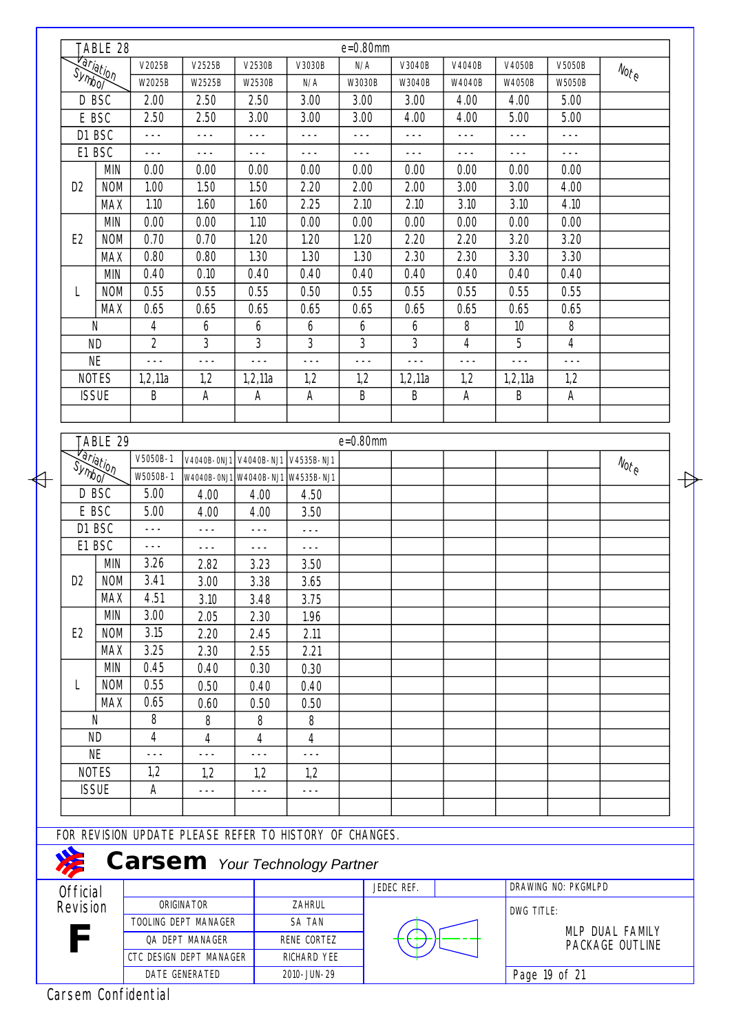## TABLE 28

e=0.80mm

| Variation / Symbol | | V2025B | V2525B | V2530B | V3030B | N/A | V3040B | V4040B | V4050B | V5050B | Note |
|---|---|---|---|---|---|---|---|---|---|---|---|
| | | W2025B | W2525B | W2530B | N/A | W3030B | W3040B | W4040B | W4050B | W5050B | |
| D BSC | | 2.00 | 2.50 | 2.50 | 3.00 | 3.00 | 3.00 | 4.00 | 4.00 | 5.00 | |
| E BSC | | 2.50 | 2.50 | 3.00 | 3.00 | 3.00 | 4.00 | 4.00 | 5.00 | 5.00 | |
| D1 BSC | | --- | --- | --- | --- | --- | --- | --- | --- | --- | |
| E1 BSC | | --- | --- | --- | --- | --- | --- | --- | --- | --- | |
| D2 | MIN | 0.00 | 0.00 | 0.00 | 0.00 | 0.00 | 0.00 | 0.00 | 0.00 | 0.00 | |
| | NOM | 1.00 | 1.50 | 1.50 | 2.20 | 2.00 | 2.00 | 3.00 | 3.00 | 4.00 | |
| | MAX | 1.10 | 1.60 | 1.60 | 2.25 | 2.10 | 2.10 | 3.10 | 3.10 | 4.10 | |
| E2 | MIN | 0.00 | 0.00 | 1.10 | 0.00 | 0.00 | 0.00 | 0.00 | 0.00 | 0.00 | |
| | NOM | 0.70 | 0.70 | 1.20 | 1.20 | 1.20 | 2.20 | 2.20 | 3.20 | 3.20 | |
| | MAX | 0.80 | 0.80 | 1.30 | 1.30 | 1.30 | 2.30 | 2.30 | 3.30 | 3.30 | |
| L | MIN | 0.40 | 0.10 | 0.40 | 0.40 | 0.40 | 0.40 | 0.40 | 0.40 | 0.40 | |
| | NOM | 0.55 | 0.55 | 0.55 | 0.50 | 0.55 | 0.55 | 0.55 | 0.55 | 0.55 | |
| | MAX | 0.65 | 0.65 | 0.65 | 0.65 | 0.65 | 0.65 | 0.65 | 0.65 | 0.65 | |
| N | | 4 | 6 | 6 | 6 | 6 | 6 | 8 | 10 | 8 | |
| ND | | 2 | 3 | 3 | 3 | 3 | 3 | 4 | 5 | 4 | |
| NE | | --- | --- | --- | --- | --- | --- | --- | --- | --- | |
| NOTES | | 1,2,11a | 1,2 | 1,2,11a | 1,2 | 1,2 | 1,2,11a | 1,2 | 1,2,11a | 1,2 | |
| ISSUE | | B | A | A | A | B | B | A | B | A | |

## TABLE 29

e=0.80mm

| Variation / Symbol | | V5050B-1 | V4040B-0NJ1 | V4040B-NJ1 | V4535B-NJ1 | | | | | | Note |
|---|---|---|---|---|---|---|---|---|---|---|---|
| | | W5050B-1 | W4040B-0NJ1 | W4040B-NJ1 | W4535B-NJ1 | | | | | | |
| D BSC | | 5.00 | 4.00 | 4.00 | 4.50 | | | | | | |
| E BSC | | 5.00 | 4.00 | 4.00 | 3.50 | | | | | | |
| D1 BSC | | --- | --- | --- | --- | | | | | | |
| E1 BSC | | --- | --- | --- | --- | | | | | | |
| D2 | MIN | 3.26 | 2.82 | 3.23 | 3.50 | | | | | | |
| | NOM | 3.41 | 3.00 | 3.38 | 3.65 | | | | | | |
| | MAX | 4.51 | 3.10 | 3.48 | 3.75 | | | | | | |
| E2 | MIN | 3.00 | 2.05 | 2.30 | 1.96 | | | | | | |
| | NOM | 3.15 | 2.20 | 2.45 | 2.11 | | | | | | |
| | MAX | 3.25 | 2.30 | 2.55 | 2.21 | | | | | | |
| L | MIN | 0.45 | 0.40 | 0.30 | 0.30 | | | | | | |
| | NOM | 0.55 | 0.50 | 0.40 | 0.40 | | | | | | |
| | MAX | 0.65 | 0.60 | 0.50 | 0.50 | | | | | | |
| N | | 8 | 8 | 8 | 8 | | | | | | |
| ND | | 4 | 4 | 4 | 4 | | | | | | |
| NE | | --- | --- | --- | --- | | | | | | |
| NOTES | | 1,2 | 1,2 | 1,2 | 1,2 | | | | | | |
| ISSUE | | A | --- | --- | --- | | | | | | |

FOR REVISION UPDATE PLEASE REFER TO HISTORY OF CHANGES.

**Carsem** *Your Technology Partner*

| Official Revision | | | JEDEC REF. | DRAWING NO: PKGMLPD |
|---|---|---|---|---|
| F | ORIGINATOR | ZAHRUL | | DWG TITLE: MLP DUAL FAMILY PACKAGE OUTLINE |
| | TOOLING DEPT MANAGER | SA TAN | | |
| | QA DEPT MANAGER | RENE CORTEZ | | |
| | CTC DESIGN DEPT MANAGER | RICHARD YEE | | |
| | DATE GENERATED | 2010-JUN-29 | | |

Carsem Confidential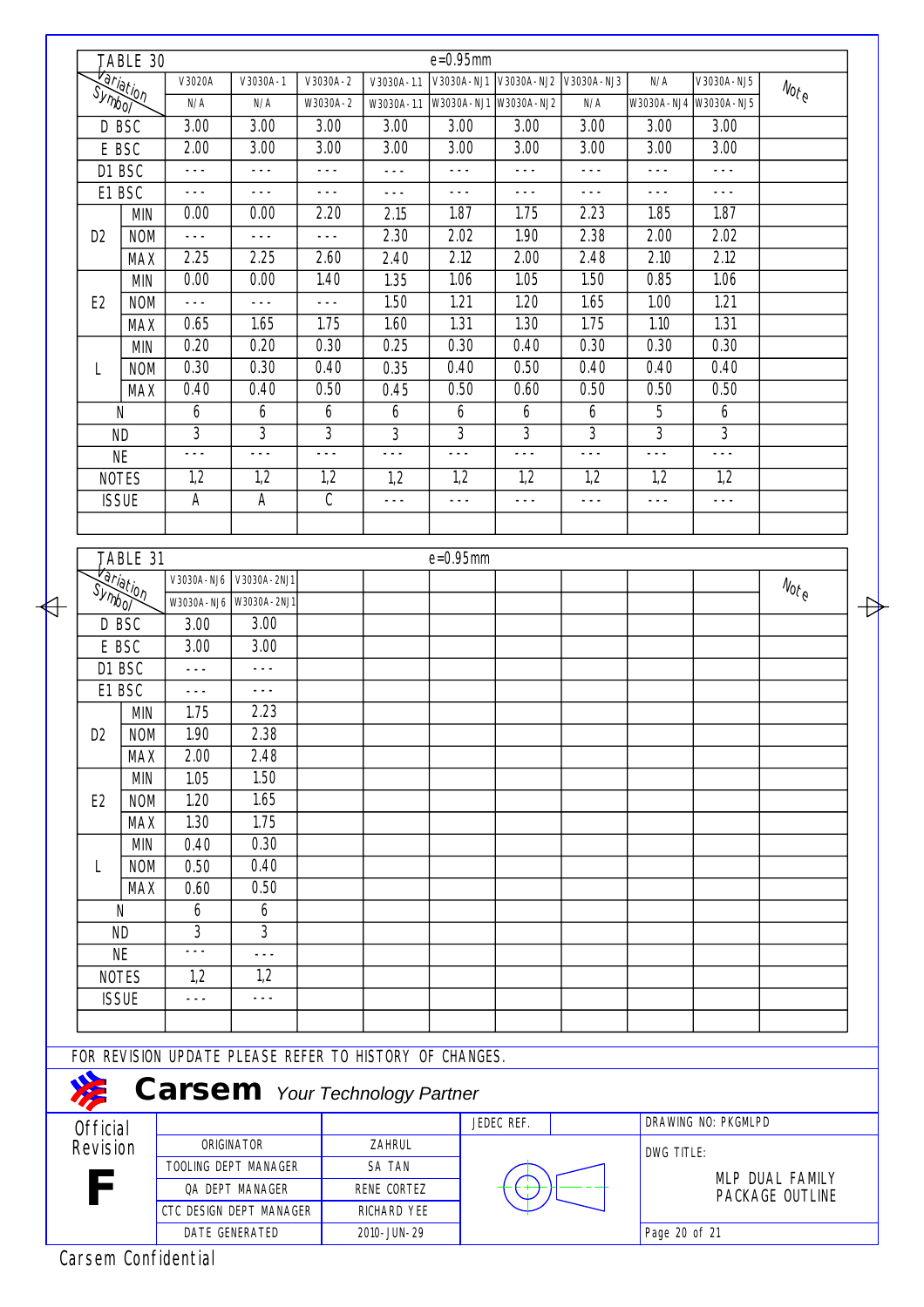## TABLE 30 e=0.95mm

| Variation / Symbol | | V3020A | V3030A-1 | V3030A-2 | V3030A-1.1 | V3030A-NJ1 | V3030A-NJ2 | V3030A-NJ3 | N/A | V3030A-NJ5 | Note |
|---|---|---|---|---|---|---|---|---|---|---|---|
| | | N/A | N/A | W3030A-2 | W3030A-1.1 | W3030A-NJ1 | W3030A-NJ2 | N/A | W3030A-NJ4 | W3030A-NJ5 | |
| D BSC | | 3.00 | 3.00 | 3.00 | 3.00 | 3.00 | 3.00 | 3.00 | 3.00 | 3.00 | |
| E BSC | | 2.00 | 3.00 | 3.00 | 3.00 | 3.00 | 3.00 | 3.00 | 3.00 | 3.00 | |
| D1 BSC | | --- | --- | --- | --- | --- | --- | --- | --- | --- | |
| E1 BSC | | --- | --- | --- | --- | --- | --- | --- | --- | --- | |
| D2 | MIN | 0.00 | 0.00 | 2.20 | 2.15 | 1.87 | 1.75 | 2.23 | 1.85 | 1.87 | |
| | NOM | --- | --- | --- | 2.30 | 2.02 | 1.90 | 2.38 | 2.00 | 2.02 | |
| | MAX | 2.25 | 2.25 | 2.60 | 2.40 | 2.12 | 2.00 | 2.48 | 2.10 | 2.12 | |
| E2 | MIN | 0.00 | 0.00 | 1.40 | 1.35 | 1.06 | 1.05 | 1.50 | 0.85 | 1.06 | |
| | NOM | --- | --- | --- | 1.50 | 1.21 | 1.20 | 1.65 | 1.00 | 1.21 | |
| | MAX | 0.65 | 1.65 | 1.75 | 1.60 | 1.31 | 1.30 | 1.75 | 1.10 | 1.31 | |
| L | MIN | 0.20 | 0.20 | 0.30 | 0.25 | 0.30 | 0.40 | 0.30 | 0.30 | 0.30 | |
| | NOM | 0.30 | 0.30 | 0.40 | 0.35 | 0.40 | 0.50 | 0.40 | 0.40 | 0.40 | |
| | MAX | 0.40 | 0.40 | 0.50 | 0.45 | 0.50 | 0.60 | 0.50 | 0.50 | 0.50 | |
| N | | 6 | 6 | 6 | 6 | 6 | 6 | 6 | 5 | 6 | |
| ND | | 3 | 3 | 3 | 3 | 3 | 3 | 3 | 3 | 3 | |
| NE | | --- | --- | --- | --- | --- | --- | --- | --- | --- | |
| NOTES | | 1,2 | 1,2 | 1,2 | 1,2 | 1,2 | 1,2 | 1,2 | 1,2 | 1,2 | |
| ISSUE | | A | A | C | --- | --- | --- | --- | --- | --- | |

## TABLE 31 e=0.95mm

| Variation / Symbol | | V3030A-NJ6 | V3030A-2NJ1 | | | | | | | | Note |
|---|---|---|---|---|---|---|---|---|---|---|---|
| | | W3030A-NJ6 | W3030A-2NJ1 | | | | | | | | |
| D BSC | | 3.00 | 3.00 | | | | | | | | |
| E BSC | | 3.00 | 3.00 | | | | | | | | |
| D1 BSC | | --- | --- | | | | | | | | |
| E1 BSC | | --- | --- | | | | | | | | |
| D2 | MIN | 1.75 | 2.23 | | | | | | | | |
| | NOM | 1.90 | 2.38 | | | | | | | | |
| | MAX | 2.00 | 2.48 | | | | | | | | |
| E2 | MIN | 1.05 | 1.50 | | | | | | | | |
| | NOM | 1.20 | 1.65 | | | | | | | | |
| | MAX | 1.30 | 1.75 | | | | | | | | |
| L | MIN | 0.40 | 0.30 | | | | | | | | |
| | NOM | 0.50 | 0.40 | | | | | | | | |
| | MAX | 0.60 | 0.50 | | | | | | | | |
| N | | 6 | 6 | | | | | | | | |
| ND | | 3 | 3 | | | | | | | | |
| NE | | --- | --- | | | | | | | | |
| NOTES | | 1,2 | 1,2 | | | | | | | | |
| ISSUE | | --- | --- | | | | | | | | |

FOR REVISION UPDATE PLEASE REFER TO HISTORY OF CHANGES.

**Carsem** *Your Technology Partner*

| Official Revision | | | JEDEC REF. | DRAWING NO: PKGMLPD |
|---|---|---|---|---|
| **F** | ORIGINATOR | ZAHRUL | | DWG TITLE: MLP DUAL FAMILY PACKAGE OUTLINE |
| | TOOLING DEPT MANAGER | SA TAN | | |
| | QA DEPT MANAGER | RENE CORTEZ | | |
| | CTC DESIGN DEPT MANAGER | RICHARD YEE | | |
| | DATE GENERATED | 2010-JUN-29 | | |

Carsem Confidential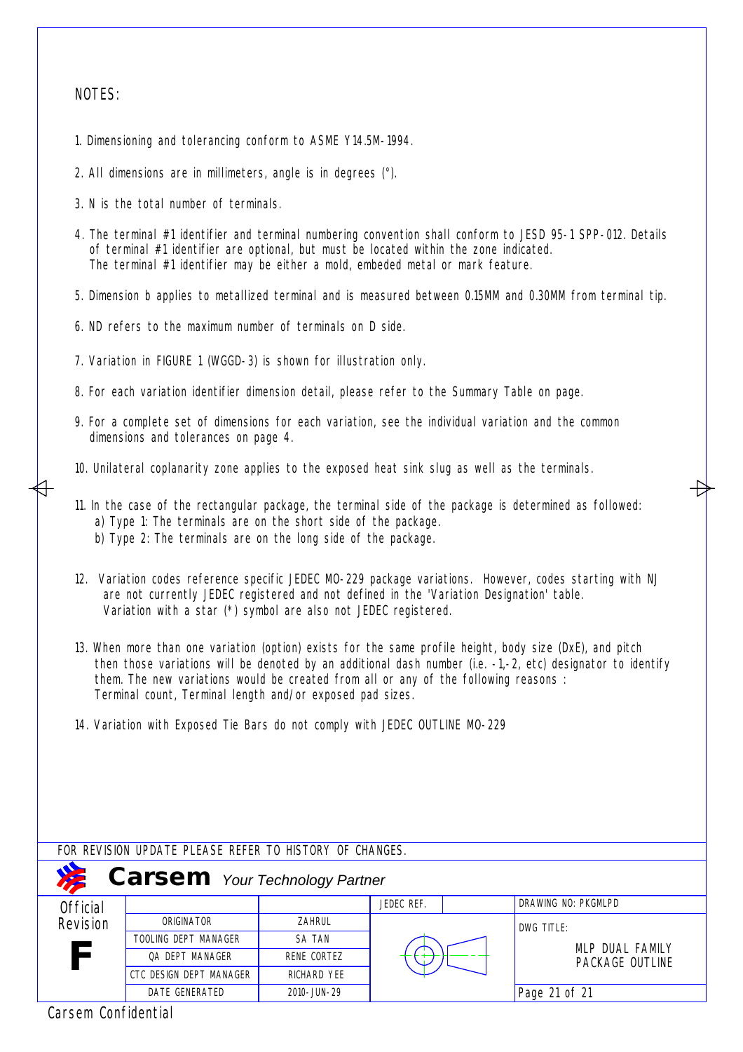# NOTES:

1. Dimensioning and tolerancing conform to ASME Y14.5M-1994.

2. All dimensions are in millimeters, angle is in degrees (°).

3. N is the total number of terminals.

4. The terminal #1 identifier and terminal numbering convention shall conform to JESD 95-1 SPP-012. Details of terminal #1 identifier are optional, but must be located within the zone indicated. The terminal #1 identifier may be either a mold, embeded metal or mark feature.

5. Dimension b applies to metallized terminal and is measured between 0.15MM and 0.30MM from terminal tip.

6. ND refers to the maximum number of terminals on D side.

7. Variation in FIGURE 1 (WGGD-3) is shown for illustration only.

8. For each variation identifier dimension detail, please refer to the Summary Table on page.

9. For a complete set of dimensions for each variation, see the individual variation and the common dimensions and tolerances on page 4.

10. Unilateral coplanarity zone applies to the exposed heat sink slug as well as the terminals.

11. In the case of the rectangular package, the terminal side of the package is determined as followed:
    a) Type 1: The terminals are on the short side of the package.
    b) Type 2: The terminals are on the long side of the package.

12. Variation codes reference specific JEDEC MO-229 package variations. However, codes starting with NJ are not currently JEDEC registered and not defined in the 'Variation Designation' table. Variation with a star (*) symbol are also not JEDEC registered.

13. When more than one variation (option) exists for the same profile height, body size (DxE), and pitch then those variations will be denoted by an additional dash number (i.e. -1,-2, etc) designator to identify them. The new variations would be created from all or any of the following reasons : Terminal count, Terminal length and/or exposed pad sizes.

14. Variation with Exposed Tie Bars do not comply with JEDEC OUTLINE MO-229

FOR REVISION UPDATE PLEASE REFER TO HISTORY OF CHANGES.

**Carsem** *Your Technology Partner*

| Official Revision | | | JEDEC REF. | | DRAWING NO: PKGMLPD |
|---|---|---|---|---|---|
| **F** | ORIGINATOR | ZAHRUL | | | DWG TITLE: MLP DUAL FAMILY PACKAGE OUTLINE |
| | TOOLING DEPT MANAGER | SA TAN | | | |
| | QA DEPT MANAGER | RENE CORTEZ | | | |
| | CTC DESIGN DEPT MANAGER | RICHARD YEE | | | |
| | DATE GENERATED | 2010-JUN-29 | | | |

Carsem Confidential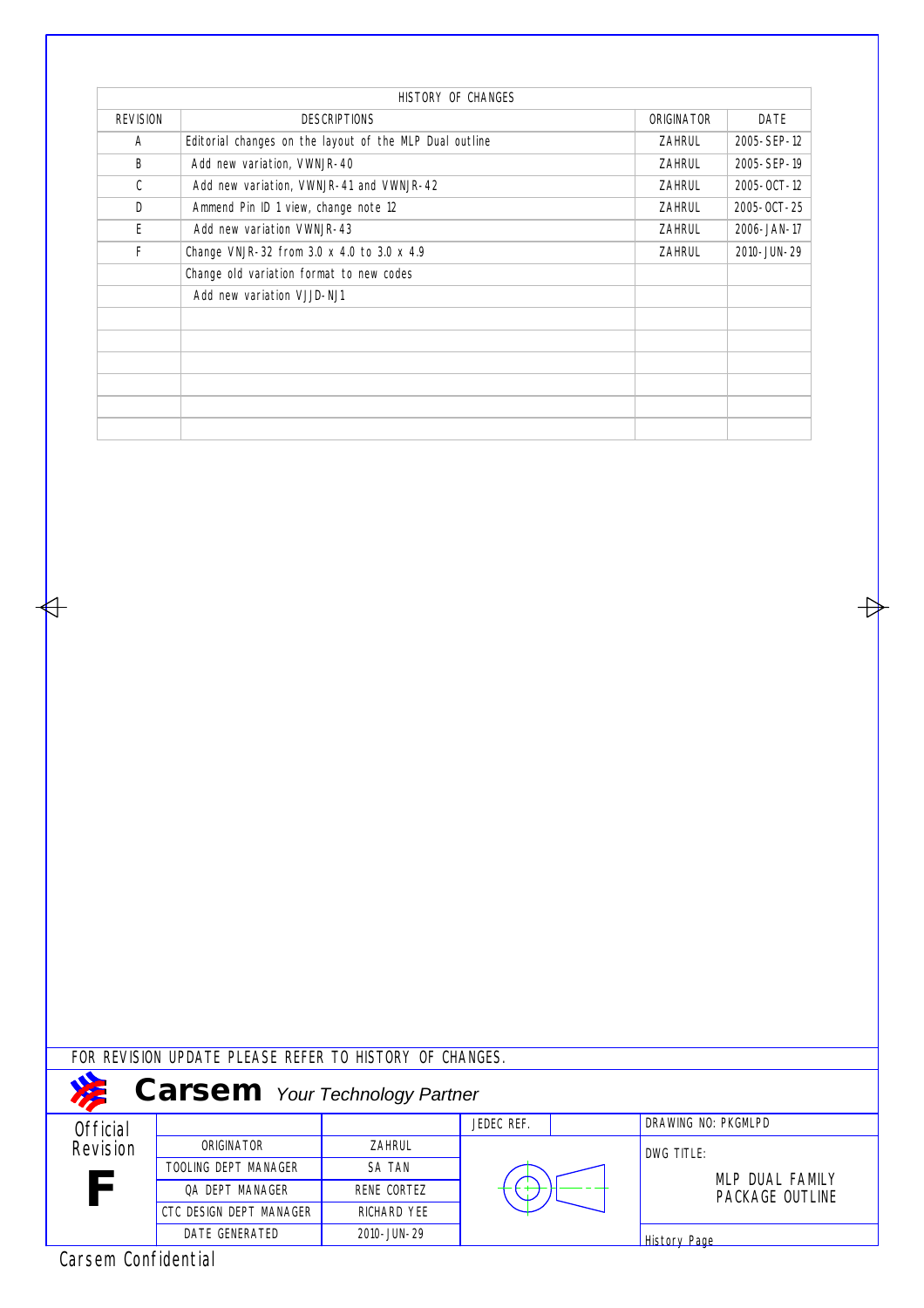| HISTORY OF CHANGES | | | |
|---|---|---|---|
| REVISION | DESCRIPTIONS | ORIGINATOR | DATE |
| A | Editorial changes on the layout of the MLP Dual outline | ZAHRUL | 2005-SEP-12 |
| B | Add new variation, VWNJR-40 | ZAHRUL | 2005-SEP-19 |
| C | Add new variation, VWNJR-41 and VWNJR-42 | ZAHRUL | 2005-OCT-12 |
| D | Ammend Pin ID 1 view, change note 12 | ZAHRUL | 2005-OCT-25 |
| E | Add new variation VWNJR-43 | ZAHRUL | 2006-JAN-17 |
| F | Change VNJR-32 from 3.0 x 4.0 to 3.0 x 4.9 | ZAHRUL | 2010-JUN-29 |
| | Change old variation format to new codes | | |
| | Add new variation VJJD-NJ1 | | |
| | | | |
| | | | |
| | | | |
| | | | |
| | | | |
| | | | |

FOR REVISION UPDATE PLEASE REFER TO HISTORY OF CHANGES.

**Carsem** *Your Technology Partner*

| Official Revision | | | JEDEC REF. | DRAWING NO: PKGMLPD |
|---|---|---|---|---|
| **F** | ORIGINATOR | ZAHRUL | | DWG TITLE: MLP DUAL FAMILY PACKAGE OUTLINE |
| | TOOLING DEPT MANAGER | SA TAN | | |
| | QA DEPT MANAGER | RENE CORTEZ | | |
| | CTC DESIGN DEPT MANAGER | RICHARD YEE | | |
| | DATE GENERATED | 2010-JUN-29 | | History Page |

Carsem Confidential